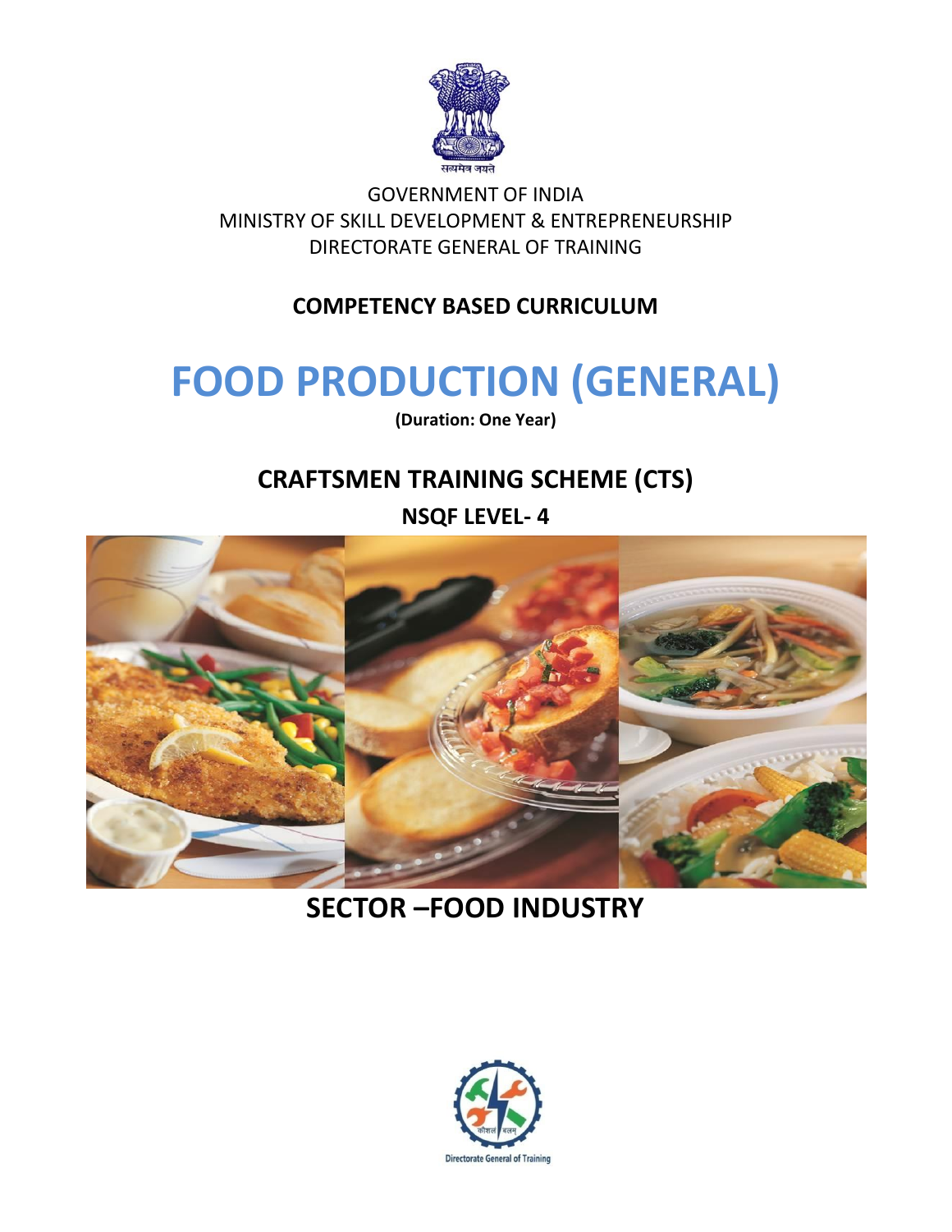सत्यमेव जयते

GOVERNMENT OF INDIA
MINISTRY OF SKILL DEVELOPMENT & ENTREPRENEURSHIP
DIRECTORATE GENERAL OF TRAINING

**COMPETENCY BASED CURRICULUM**

# FOOD PRODUCTION (GENERAL)

**(Duration: One Year)**

## CRAFTSMEN TRAINING SCHEME (CTS)

**NSQF LEVEL- 4**

## SECTOR –FOOD INDUSTRY

कौशल बलम्

Directorate General of Training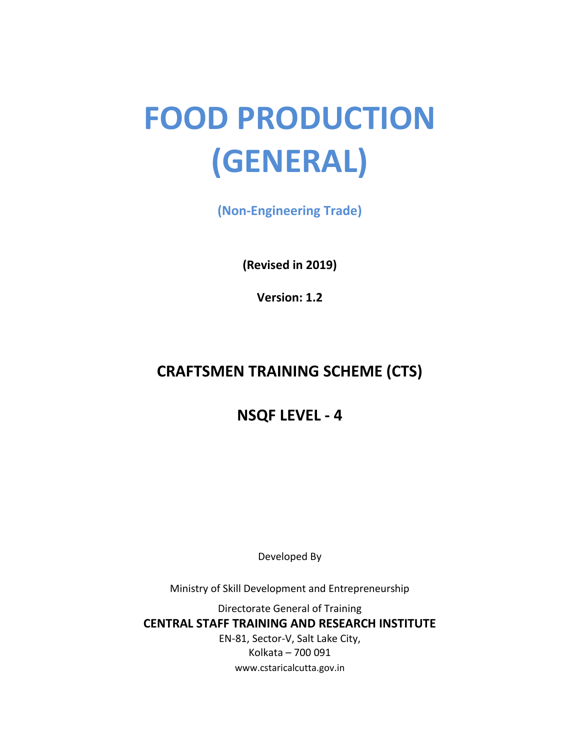# FOOD PRODUCTION (GENERAL)

**(Non-Engineering Trade)**

**(Revised in 2019)**

**Version: 1.2**

## CRAFTSMEN TRAINING SCHEME (CTS)

## NSQF LEVEL - 4

Developed By

Ministry of Skill Development and Entrepreneurship

Directorate General of Training

**CENTRAL STAFF TRAINING AND RESEARCH INSTITUTE**

EN-81, Sector-V, Salt Lake City,

Kolkata – 700 091

www.cstaricalcutta.gov.in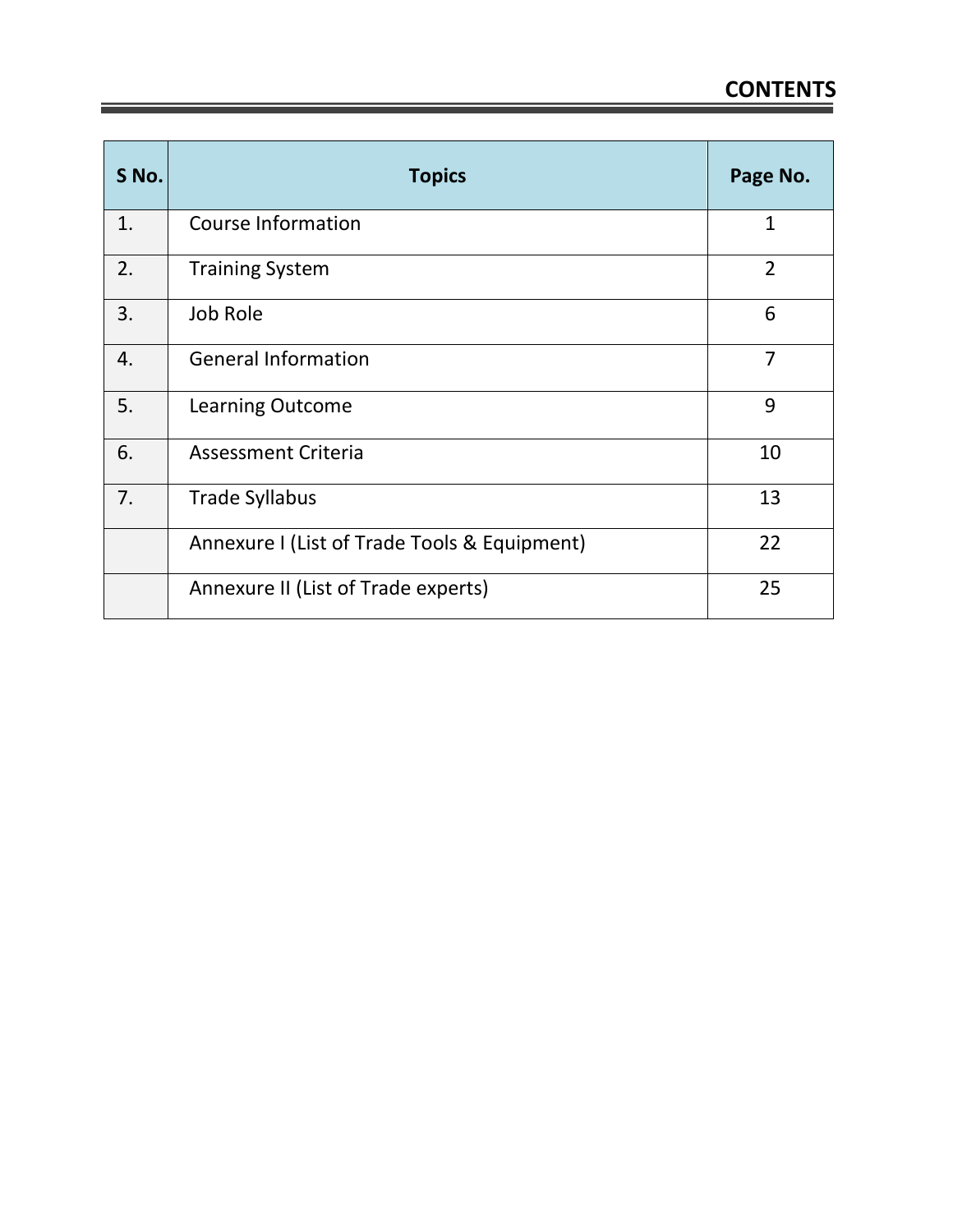# CONTENTS

| S No. | Topics | Page No. |
|---|---|---|
| 1. | Course Information | 1 |
| 2. | Training System | 2 |
| 3. | Job Role | 6 |
| 4. | General Information | 7 |
| 5. | Learning Outcome | 9 |
| 6. | Assessment Criteria | 10 |
| 7. | Trade Syllabus | 13 |
| | Annexure I (List of Trade Tools & Equipment) | 22 |
| | Annexure II (List of Trade experts) | 25 |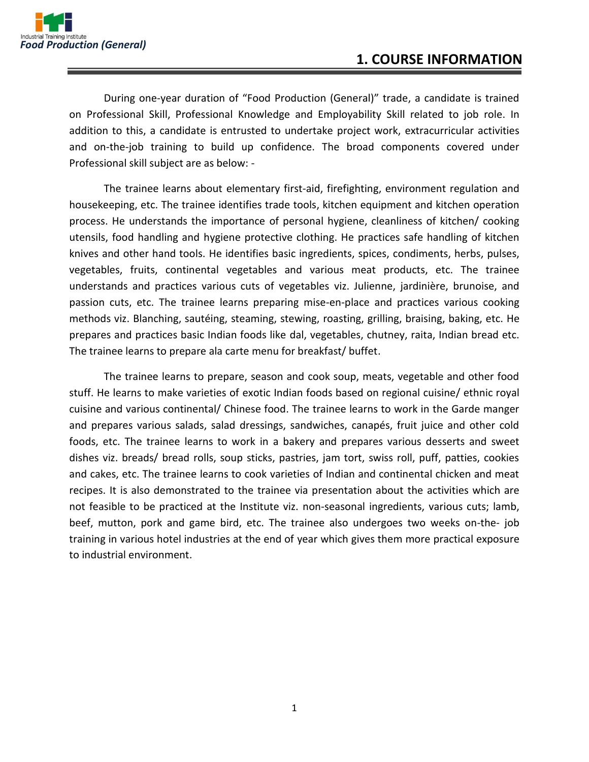# 1. COURSE INFORMATION

During one-year duration of "Food Production (General)" trade, a candidate is trained on Professional Skill, Professional Knowledge and Employability Skill related to job role. In addition to this, a candidate is entrusted to undertake project work, extracurricular activities and on-the-job training to build up confidence. The broad components covered under Professional skill subject are as below: -

The trainee learns about elementary first-aid, firefighting, environment regulation and housekeeping, etc. The trainee identifies trade tools, kitchen equipment and kitchen operation process. He understands the importance of personal hygiene, cleanliness of kitchen/ cooking utensils, food handling and hygiene protective clothing. He practices safe handling of kitchen knives and other hand tools. He identifies basic ingredients, spices, condiments, herbs, pulses, vegetables, fruits, continental vegetables and various meat products, etc. The trainee understands and practices various cuts of vegetables viz. Julienne, jardinière, brunoise, and passion cuts, etc. The trainee learns preparing mise-en-place and practices various cooking methods viz. Blanching, sautéing, steaming, stewing, roasting, grilling, braising, baking, etc. He prepares and practices basic Indian foods like dal, vegetables, chutney, raita, Indian bread etc. The trainee learns to prepare ala carte menu for breakfast/ buffet.

The trainee learns to prepare, season and cook soup, meats, vegetable and other food stuff. He learns to make varieties of exotic Indian foods based on regional cuisine/ ethnic royal cuisine and various continental/ Chinese food. The trainee learns to work in the Garde manger and prepares various salads, salad dressings, sandwiches, canapés, fruit juice and other cold foods, etc. The trainee learns to work in a bakery and prepares various desserts and sweet dishes viz. breads/ bread rolls, soup sticks, pastries, jam tort, swiss roll, puff, patties, cookies and cakes, etc. The trainee learns to cook varieties of Indian and continental chicken and meat recipes. It is also demonstrated to the trainee via presentation about the activities which are not feasible to be practiced at the Institute viz. non-seasonal ingredients, various cuts; lamb, beef, mutton, pork and game bird, etc. The trainee also undergoes two weeks on-the- job training in various hotel industries at the end of year which gives them more practical exposure to industrial environment.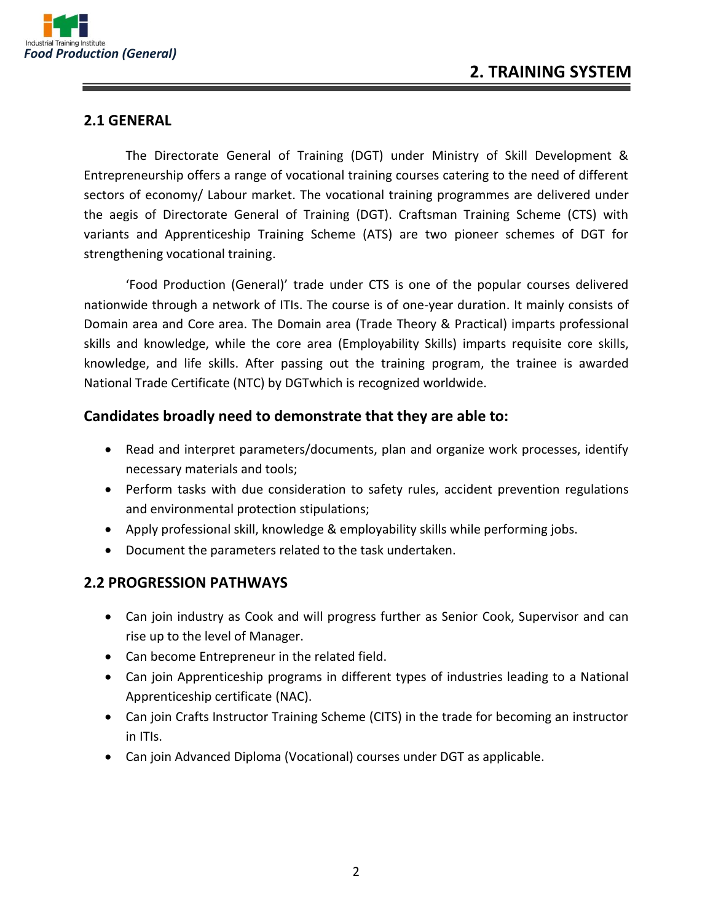# 2. TRAINING SYSTEM

## 2.1 GENERAL

The Directorate General of Training (DGT) under Ministry of Skill Development & Entrepreneurship offers a range of vocational training courses catering to the need of different sectors of economy/ Labour market. The vocational training programmes are delivered under the aegis of Directorate General of Training (DGT). Craftsman Training Scheme (CTS) with variants and Apprenticeship Training Scheme (ATS) are two pioneer schemes of DGT for strengthening vocational training.

'Food Production (General)' trade under CTS is one of the popular courses delivered nationwide through a network of ITIs. The course is of one-year duration. It mainly consists of Domain area and Core area. The Domain area (Trade Theory & Practical) imparts professional skills and knowledge, while the core area (Employability Skills) imparts requisite core skills, knowledge, and life skills. After passing out the training program, the trainee is awarded National Trade Certificate (NTC) by DGTwhich is recognized worldwide.

### Candidates broadly need to demonstrate that they are able to:

- Read and interpret parameters/documents, plan and organize work processes, identify necessary materials and tools;
- Perform tasks with due consideration to safety rules, accident prevention regulations and environmental protection stipulations;
- Apply professional skill, knowledge & employability skills while performing jobs.
- Document the parameters related to the task undertaken.

## 2.2 PROGRESSION PATHWAYS

- Can join industry as Cook and will progress further as Senior Cook, Supervisor and can rise up to the level of Manager.
- Can become Entrepreneur in the related field.
- Can join Apprenticeship programs in different types of industries leading to a National Apprenticeship certificate (NAC).
- Can join Crafts Instructor Training Scheme (CITS) in the trade for becoming an instructor in ITIs.
- Can join Advanced Diploma (Vocational) courses under DGT as applicable.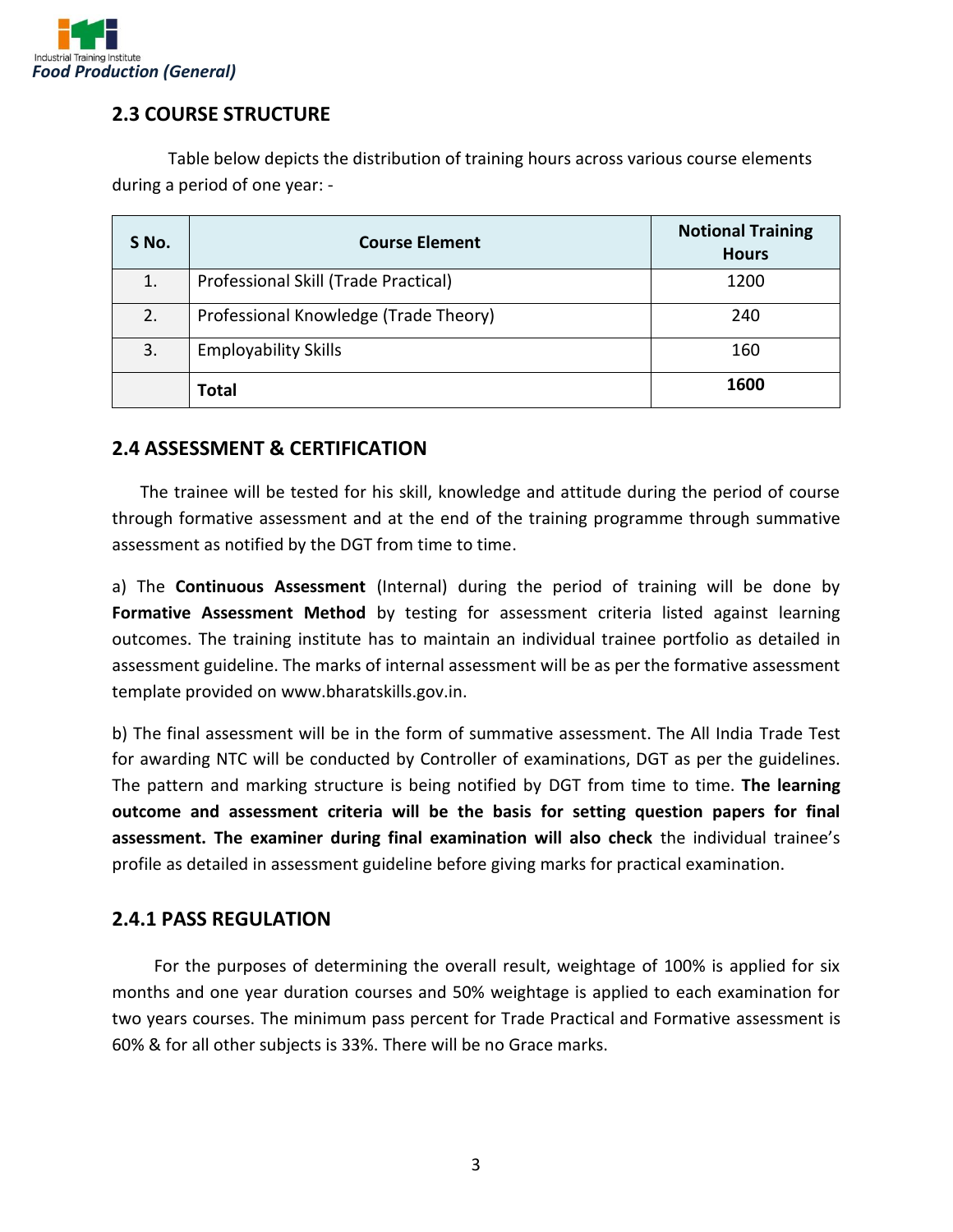## 2.3 COURSE STRUCTURE

Table below depicts the distribution of training hours across various course elements during a period of one year: -

| S No. | Course Element | Notional Training Hours |
|---|---|---|
| 1. | Professional Skill (Trade Practical) | 1200 |
| 2. | Professional Knowledge (Trade Theory) | 240 |
| 3. | Employability Skills | 160 |
| | **Total** | **1600** |

## 2.4 ASSESSMENT & CERTIFICATION

The trainee will be tested for his skill, knowledge and attitude during the period of course through formative assessment and at the end of the training programme through summative assessment as notified by the DGT from time to time.

a) The **Continuous Assessment** (Internal) during the period of training will be done by **Formative Assessment Method** by testing for assessment criteria listed against learning outcomes. The training institute has to maintain an individual trainee portfolio as detailed in assessment guideline. The marks of internal assessment will be as per the formative assessment template provided on www.bharatskills.gov.in.

b) The final assessment will be in the form of summative assessment. The All India Trade Test for awarding NTC will be conducted by Controller of examinations, DGT as per the guidelines. The pattern and marking structure is being notified by DGT from time to time. **The learning outcome and assessment criteria will be the basis for setting question papers for final assessment. The examiner during final examination will also check** the individual trainee's profile as detailed in assessment guideline before giving marks for practical examination.

### 2.4.1 PASS REGULATION

For the purposes of determining the overall result, weightage of 100% is applied for six months and one year duration courses and 50% weightage is applied to each examination for two years courses. The minimum pass percent for Trade Practical and Formative assessment is 60% & for all other subjects is 33%. There will be no Grace marks.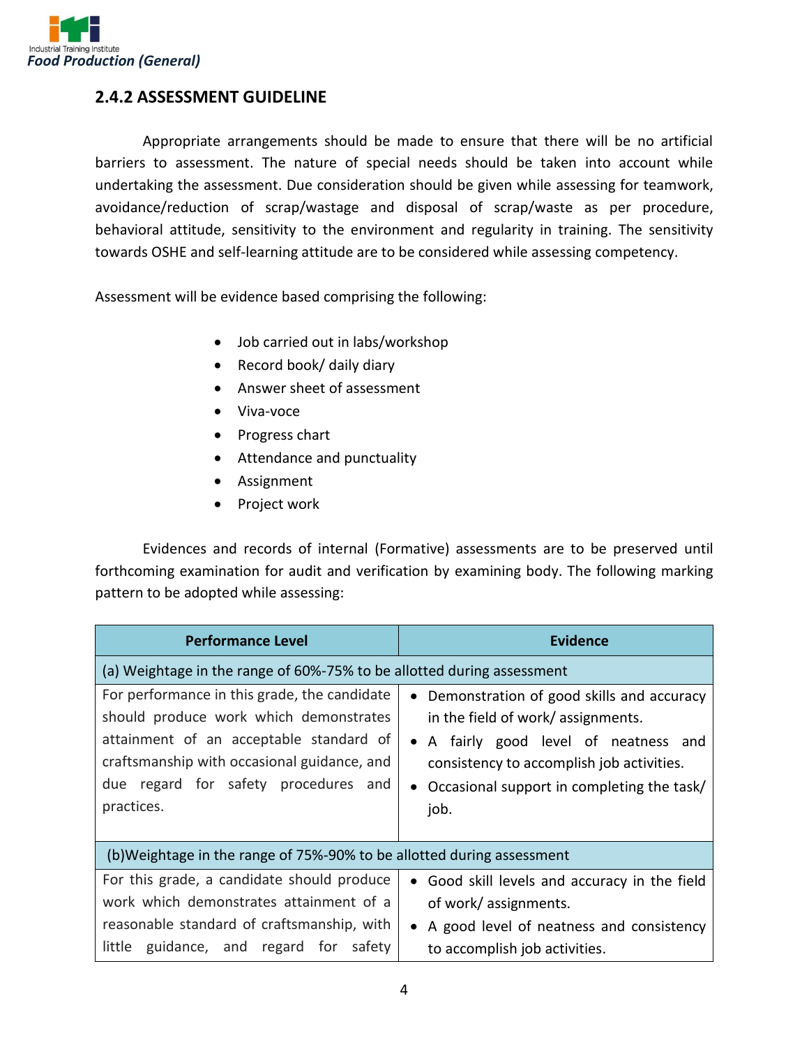## 2.4.2 ASSESSMENT GUIDELINE

Appropriate arrangements should be made to ensure that there will be no artificial barriers to assessment. The nature of special needs should be taken into account while undertaking the assessment. Due consideration should be given while assessing for teamwork, avoidance/reduction of scrap/wastage and disposal of scrap/waste as per procedure, behavioral attitude, sensitivity to the environment and regularity in training. The sensitivity towards OSHE and self-learning attitude are to be considered while assessing competency.

Assessment will be evidence based comprising the following:

- Job carried out in labs/workshop
- Record book/ daily diary
- Answer sheet of assessment
- Viva-voce
- Progress chart
- Attendance and punctuality
- Assignment
- Project work

Evidences and records of internal (Formative) assessments are to be preserved until forthcoming examination for audit and verification by examining body. The following marking pattern to be adopted while assessing:

| Performance Level | Evidence |
|---|---|
| (a) Weightage in the range of 60%-75% to be allotted during assessment | |
| For performance in this grade, the candidate should produce work which demonstrates attainment of an acceptable standard of craftsmanship with occasional guidance, and due regard for safety procedures and practices. | • Demonstration of good skills and accuracy in the field of work/ assignments.<br>• A fairly good level of neatness and consistency to accomplish job activities.<br>• Occasional support in completing the task/ job. |
| (b)Weightage in the range of 75%-90% to be allotted during assessment | |
| For this grade, a candidate should produce work which demonstrates attainment of a reasonable standard of craftsmanship, with little guidance, and regard for safety | • Good skill levels and accuracy in the field of work/ assignments.<br>• A good level of neatness and consistency to accomplish job activities. |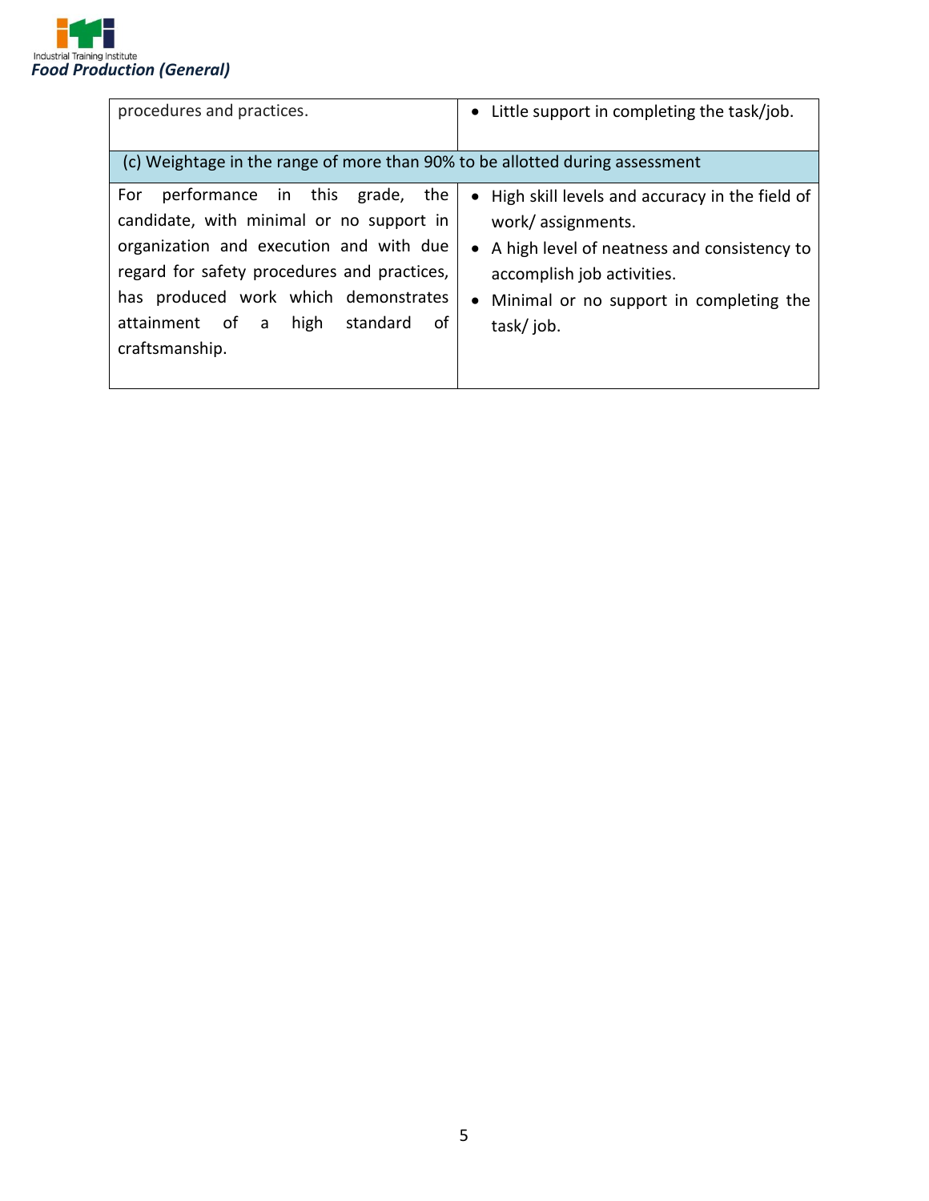| | |
|---|---|
| procedures and practices. | • Little support in completing the task/job. |
| (c) Weightage in the range of more than 90% to be allotted during assessment | |
| For performance in this grade, the candidate, with minimal or no support in organization and execution and with due regard for safety procedures and practices, has produced work which demonstrates attainment of a high standard of craftsmanship. | • High skill levels and accuracy in the field of work/ assignments.<br>• A high level of neatness and consistency to accomplish job activities.<br>• Minimal or no support in completing the task/ job. |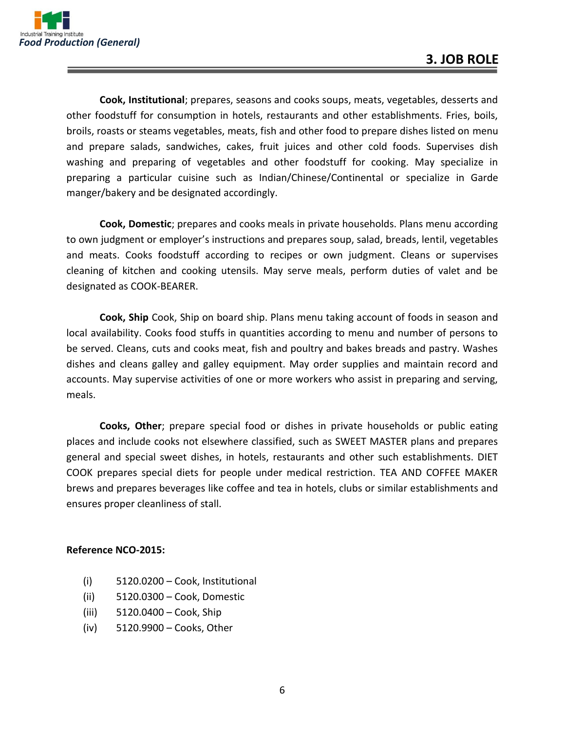## 3. JOB ROLE

**Cook, Institutional**; prepares, seasons and cooks soups, meats, vegetables, desserts and other foodstuff for consumption in hotels, restaurants and other establishments. Fries, boils, broils, roasts or steams vegetables, meats, fish and other food to prepare dishes listed on menu and prepare salads, sandwiches, cakes, fruit juices and other cold foods. Supervises dish washing and preparing of vegetables and other foodstuff for cooking. May specialize in preparing a particular cuisine such as Indian/Chinese/Continental or specialize in Garde manger/bakery and be designated accordingly.

**Cook, Domestic**; prepares and cooks meals in private households. Plans menu according to own judgment or employer's instructions and prepares soup, salad, breads, lentil, vegetables and meats. Cooks foodstuff according to recipes or own judgment. Cleans or supervises cleaning of kitchen and cooking utensils. May serve meals, perform duties of valet and be designated as COOK-BEARER.

**Cook, Ship** Cook, Ship on board ship. Plans menu taking account of foods in season and local availability. Cooks food stuffs in quantities according to menu and number of persons to be served. Cleans, cuts and cooks meat, fish and poultry and bakes breads and pastry. Washes dishes and cleans galley and galley equipment. May order supplies and maintain record and accounts. May supervise activities of one or more workers who assist in preparing and serving, meals.

**Cooks, Other**; prepare special food or dishes in private households or public eating places and include cooks not elsewhere classified, such as SWEET MASTER plans and prepares general and special sweet dishes, in hotels, restaurants and other such establishments. DIET COOK prepares special diets for people under medical restriction. TEA AND COFFEE MAKER brews and prepares beverages like coffee and tea in hotels, clubs or similar establishments and ensures proper cleanliness of stall.

**Reference NCO-2015:**

(i) 5120.0200 – Cook, Institutional
(ii) 5120.0300 – Cook, Domestic
(iii) 5120.0400 – Cook, Ship
(iv) 5120.9900 – Cooks, Other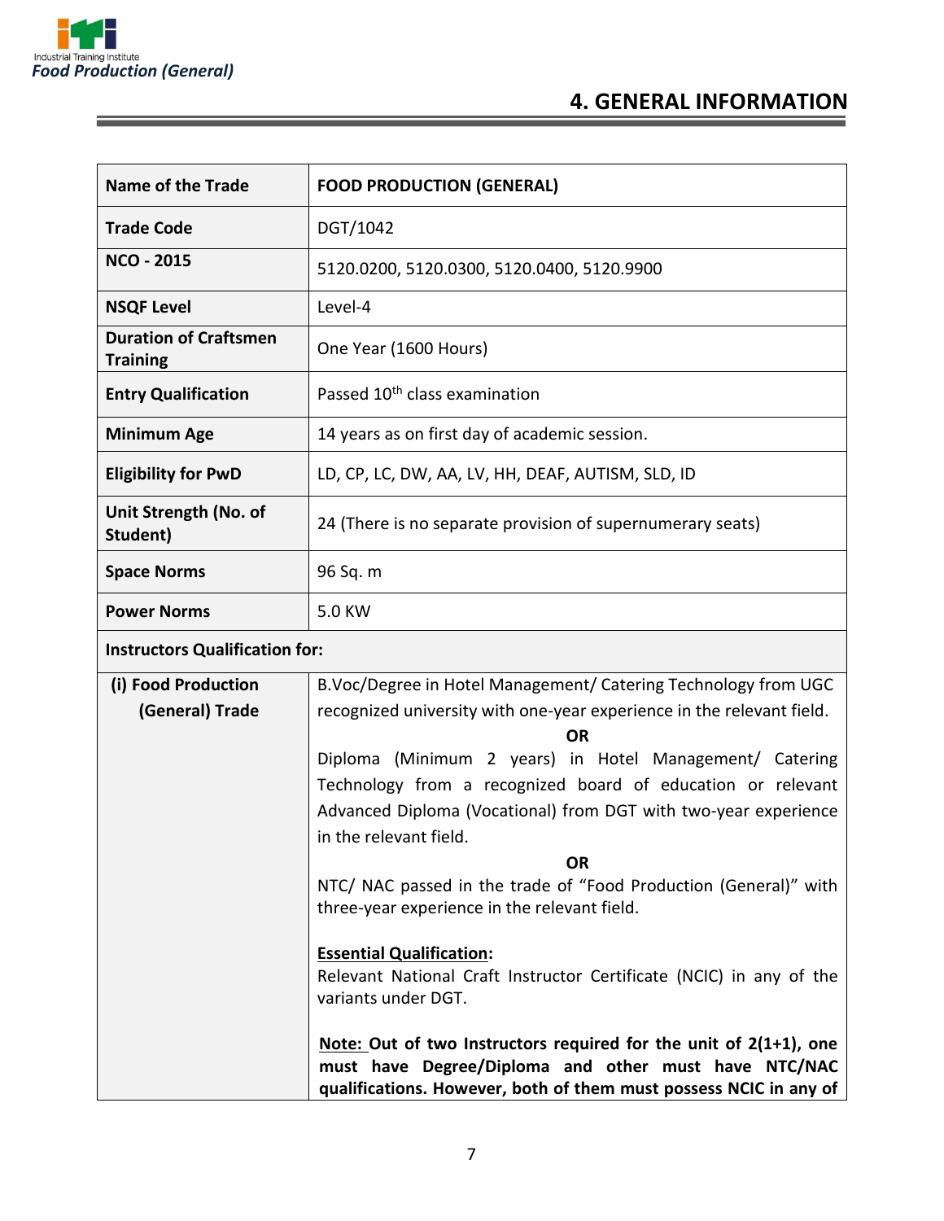# 4. GENERAL INFORMATION

| Name of the Trade | FOOD PRODUCTION (GENERAL) |
|---|---|
| Trade Code | DGT/1042 |
| NCO - 2015 | 5120.0200, 5120.0300, 5120.0400, 5120.9900 |
| NSQF Level | Level-4 |
| Duration of Craftsmen Training | One Year (1600 Hours) |
| Entry Qualification | Passed 10th class examination |
| Minimum Age | 14 years as on first day of academic session. |
| Eligibility for PwD | LD, CP, LC, DW, AA, LV, HH, DEAF, AUTISM, SLD, ID |
| Unit Strength (No. of Student) | 24 (There is no separate provision of supernumerary seats) |
| Space Norms | 96 Sq. m |
| Power Norms | 5.0 KW |
| **Instructors Qualification for:** | |
| (i) Food Production (General) Trade | B.Voc/Degree in Hotel Management/ Catering Technology from UGC recognized university with one-year experience in the relevant field. **OR** Diploma (Minimum 2 years) in Hotel Management/ Catering Technology from a recognized board of education or relevant Advanced Diploma (Vocational) from DGT with two-year experience in the relevant field. **OR** NTC/ NAC passed in the trade of "Food Production (General)" with three-year experience in the relevant field. <br><br> **Essential Qualification:** Relevant National Craft Instructor Certificate (NCIC) in any of the variants under DGT. <br><br> **Note: Out of two Instructors required for the unit of 2(1+1), one must have Degree/Diploma and other must have NTC/NAC qualifications. However, both of them must possess NCIC in any of** |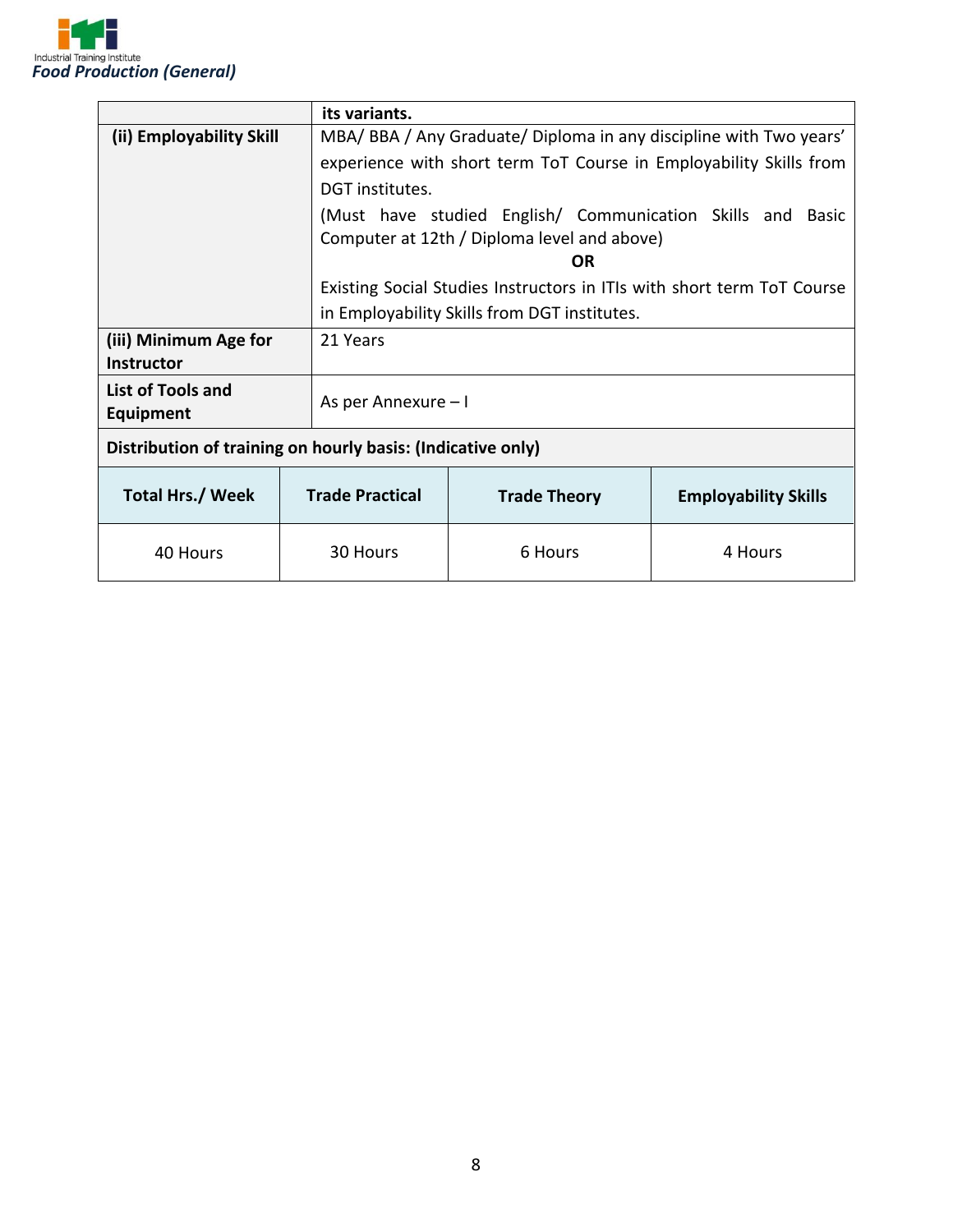| | its variants. |
|---|---|
| **(ii) Employability Skill** | MBA/ BBA / Any Graduate/ Diploma in any discipline with Two years' experience with short term ToT Course in Employability Skills from DGT institutes.<br>(Must have studied English/ Communication Skills and Basic Computer at 12th / Diploma level and above)<br>**OR**<br>Existing Social Studies Instructors in ITIs with short term ToT Course in Employability Skills from DGT institutes. |
| **(iii) Minimum Age for Instructor** | 21 Years |
| **List of Tools and Equipment** | As per Annexure – I |

**Distribution of training on hourly basis: (Indicative only)**

| Total Hrs./ Week | Trade Practical | Trade Theory | Employability Skills |
|---|---|---|---|
| 40 Hours | 30 Hours | 6 Hours | 4 Hours |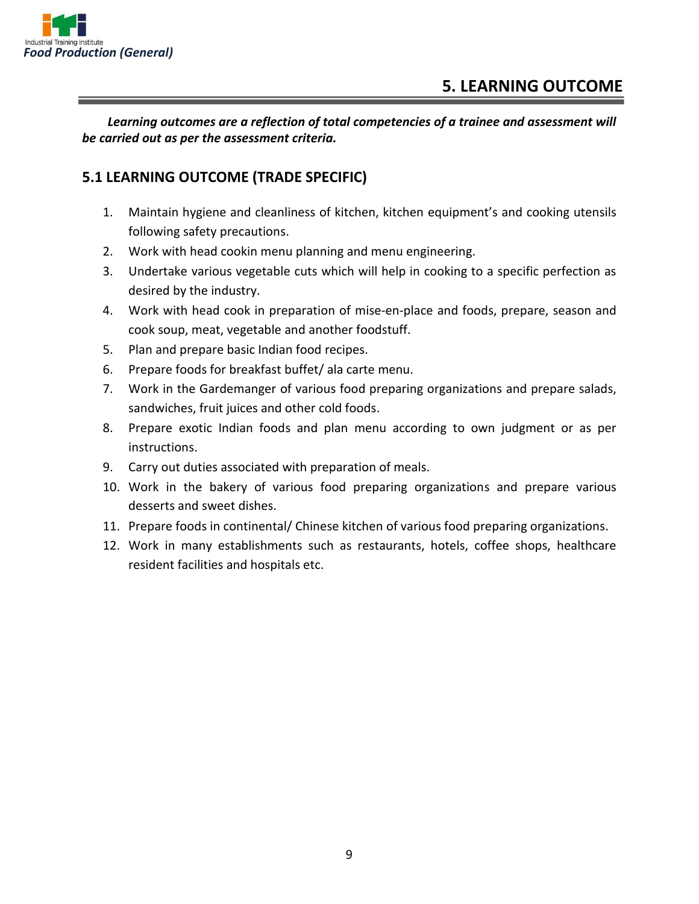# 5. LEARNING OUTCOME

***Learning outcomes are a reflection of total competencies of a trainee and assessment will be carried out as per the assessment criteria.***

## 5.1 LEARNING OUTCOME (TRADE SPECIFIC)

1. Maintain hygiene and cleanliness of kitchen, kitchen equipment's and cooking utensils following safety precautions.
2. Work with head cookin menu planning and menu engineering.
3. Undertake various vegetable cuts which will help in cooking to a specific perfection as desired by the industry.
4. Work with head cook in preparation of mise-en-place and foods, prepare, season and cook soup, meat, vegetable and another foodstuff.
5. Plan and prepare basic Indian food recipes.
6. Prepare foods for breakfast buffet/ ala carte menu.
7. Work in the Gardemanger of various food preparing organizations and prepare salads, sandwiches, fruit juices and other cold foods.
8. Prepare exotic Indian foods and plan menu according to own judgment or as per instructions.
9. Carry out duties associated with preparation of meals.
10. Work in the bakery of various food preparing organizations and prepare various desserts and sweet dishes.
11. Prepare foods in continental/ Chinese kitchen of various food preparing organizations.
12. Work in many establishments such as restaurants, hotels, coffee shops, healthcare resident facilities and hospitals etc.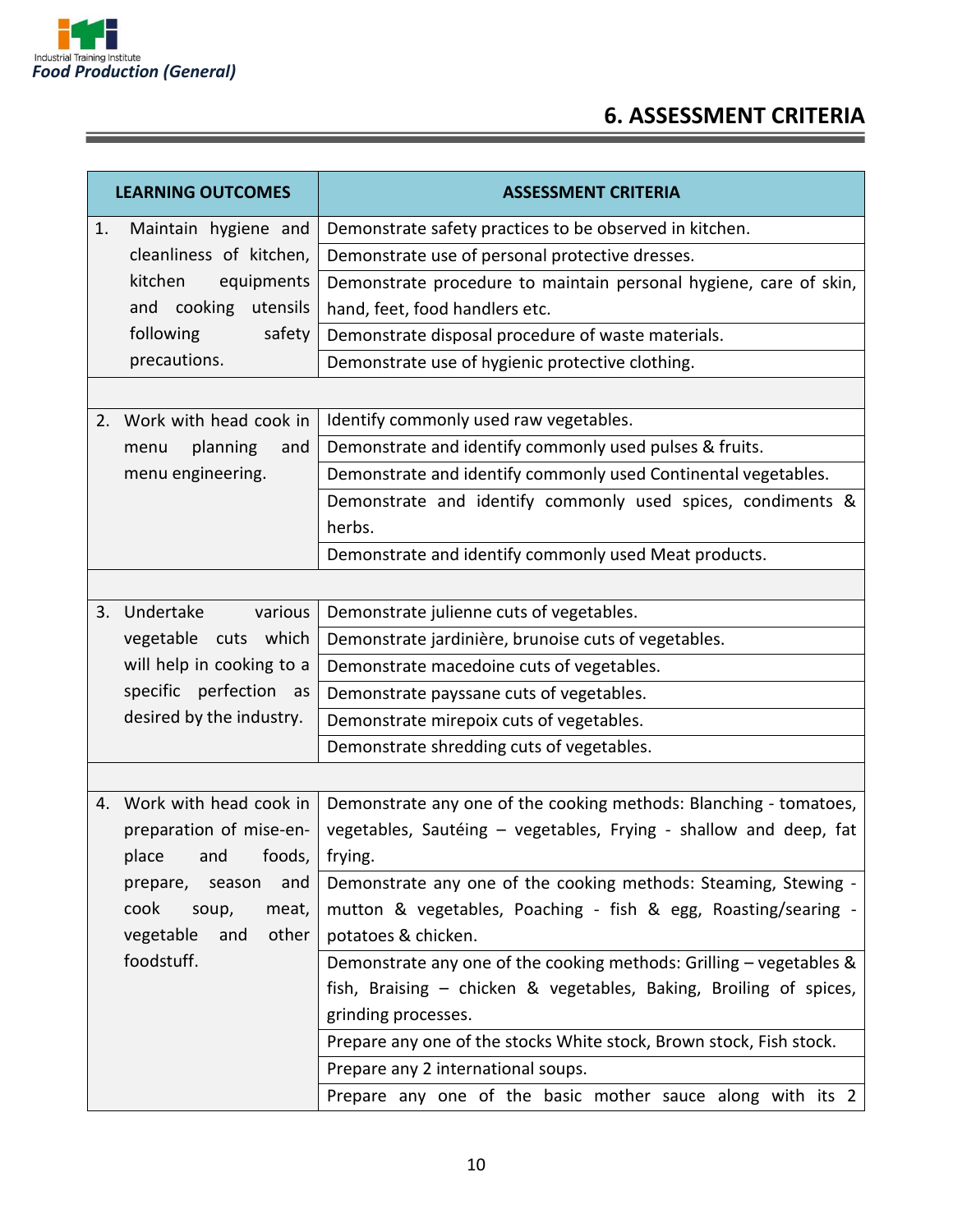## 6. ASSESSMENT CRITERIA

| LEARNING OUTCOMES | ASSESSMENT CRITERIA |
|---|---|
| 1. Maintain hygiene and cleanliness of kitchen, kitchen equipments and cooking utensils following safety precautions. | Demonstrate safety practices to be observed in kitchen. |
| | Demonstrate use of personal protective dresses. |
| | Demonstrate procedure to maintain personal hygiene, care of skin, hand, feet, food handlers etc. |
| | Demonstrate disposal procedure of waste materials. |
| | Demonstrate use of hygienic protective clothing. |
| | |
| 2. Work with head cook in menu planning and menu engineering. | Identify commonly used raw vegetables. |
| | Demonstrate and identify commonly used pulses & fruits. |
| | Demonstrate and identify commonly used Continental vegetables. |
| | Demonstrate and identify commonly used spices, condiments & herbs. |
| | Demonstrate and identify commonly used Meat products. |
| | |
| 3. Undertake various vegetable cuts which will help in cooking to a specific perfection as desired by the industry. | Demonstrate julienne cuts of vegetables. |
| | Demonstrate jardinière, brunoise cuts of vegetables. |
| | Demonstrate macedoine cuts of vegetables. |
| | Demonstrate payssane cuts of vegetables. |
| | Demonstrate mirepoix cuts of vegetables. |
| | Demonstrate shredding cuts of vegetables. |
| | |
| 4. Work with head cook in preparation of mise-en-place and foods, prepare, season and cook soup, meat, vegetable and other foodstuff. | Demonstrate any one of the cooking methods: Blanching - tomatoes, vegetables, Sautéing – vegetables, Frying - shallow and deep, fat frying. |
| | Demonstrate any one of the cooking methods: Steaming, Stewing - mutton & vegetables, Poaching - fish & egg, Roasting/searing - potatoes & chicken. |
| | Demonstrate any one of the cooking methods: Grilling – vegetables & fish, Braising – chicken & vegetables, Baking, Broiling of spices, grinding processes. |
| | Prepare any one of the stocks White stock, Brown stock, Fish stock. |
| | Prepare any 2 international soups. |
| | Prepare any one of the basic mother sauce along with its 2 |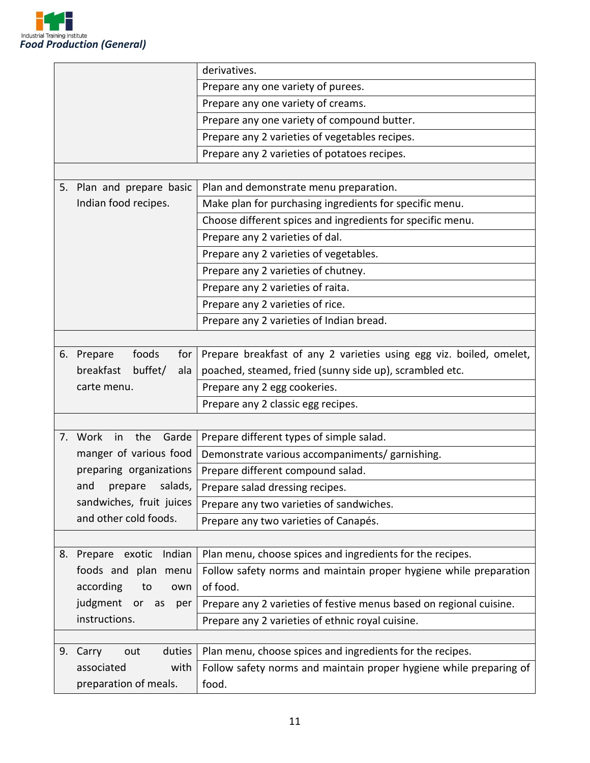| | |
|---|---|
| | derivatives. |
| | Prepare any one variety of purees. |
| | Prepare any one variety of creams. |
| | Prepare any one variety of compound butter. |
| | Prepare any 2 varieties of vegetables recipes. |
| | Prepare any 2 varieties of potatoes recipes. |
| | |
| 5. Plan and prepare basic Indian food recipes. | Plan and demonstrate menu preparation. |
| | Make plan for purchasing ingredients for specific menu. |
| | Choose different spices and ingredients for specific menu. |
| | Prepare any 2 varieties of dal. |
| | Prepare any 2 varieties of vegetables. |
| | Prepare any 2 varieties of chutney. |
| | Prepare any 2 varieties of raita. |
| | Prepare any 2 varieties of rice. |
| | Prepare any 2 varieties of Indian bread. |
| | |
| 6. Prepare foods for breakfast buffet/ ala carte menu. | Prepare breakfast of any 2 varieties using egg viz. boiled, omelet, poached, steamed, fried (sunny side up), scrambled etc. |
| | Prepare any 2 egg cookeries. |
| | Prepare any 2 classic egg recipes. |
| | |
| 7. Work in the Garde manger of various food preparing organizations and prepare salads, sandwiches, fruit juices and other cold foods. | Prepare different types of simple salad. |
| | Demonstrate various accompaniments/ garnishing. |
| | Prepare different compound salad. |
| | Prepare salad dressing recipes. |
| | Prepare any two varieties of sandwiches. |
| | Prepare any two varieties of Canapés. |
| | |
| 8. Prepare exotic Indian foods and plan menu according to own judgment or as per instructions. | Plan menu, choose spices and ingredients for the recipes. |
| | Follow safety norms and maintain proper hygiene while preparation of food. |
| | Prepare any 2 varieties of festive menus based on regional cuisine. |
| | Prepare any 2 varieties of ethnic royal cuisine. |
| | |
| 9. Carry out duties associated with preparation of meals. | Plan menu, choose spices and ingredients for the recipes. |
| | Follow safety norms and maintain proper hygiene while preparing of food. |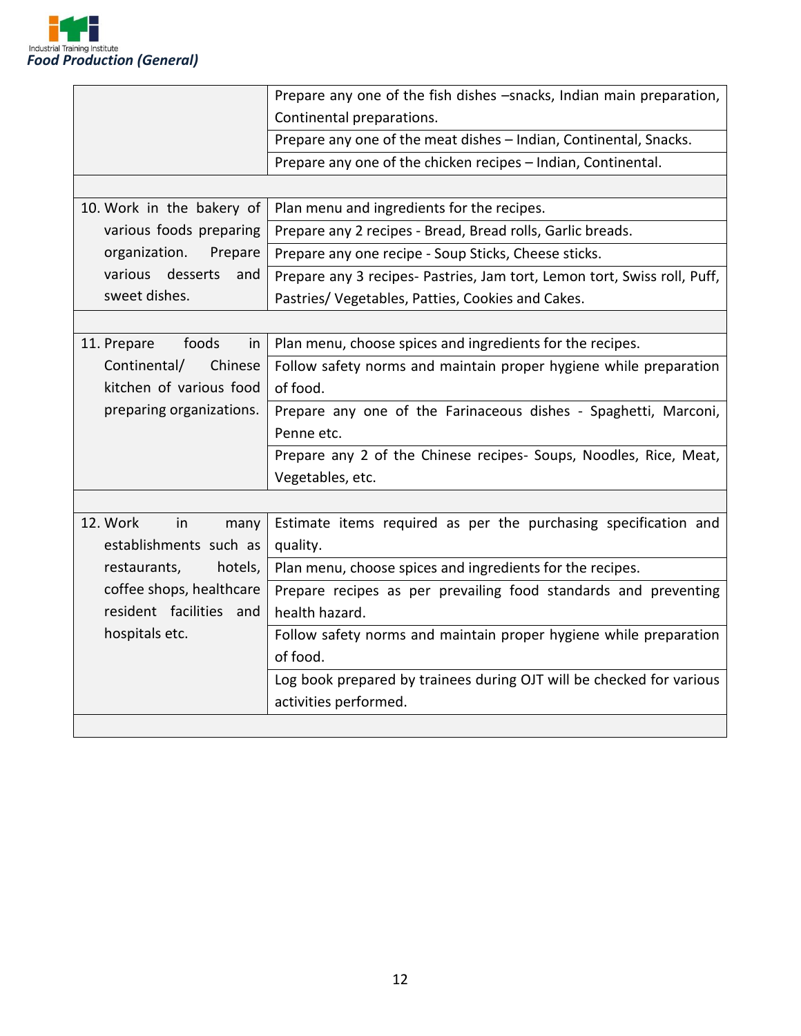| | |
|---|---|
| | Prepare any one of the fish dishes –snacks, Indian main preparation, Continental preparations. |
| | Prepare any one of the meat dishes – Indian, Continental, Snacks. |
| | Prepare any one of the chicken recipes – Indian, Continental. |
| | |
| 10. Work in the bakery of various foods preparing organization. Prepare various desserts and sweet dishes. | Plan menu and ingredients for the recipes. |
| | Prepare any 2 recipes - Bread, Bread rolls, Garlic breads. |
| | Prepare any one recipe - Soup Sticks, Cheese sticks. |
| | Prepare any 3 recipes- Pastries, Jam tort, Lemon tort, Swiss roll, Puff, Pastries/ Vegetables, Patties, Cookies and Cakes. |
| | |
| 11. Prepare foods in Continental/ Chinese kitchen of various food preparing organizations. | Plan menu, choose spices and ingredients for the recipes. |
| | Follow safety norms and maintain proper hygiene while preparation of food. |
| | Prepare any one of the Farinaceous dishes - Spaghetti, Marconi, Penne etc. |
| | Prepare any 2 of the Chinese recipes- Soups, Noodles, Rice, Meat, Vegetables, etc. |
| | |
| 12. Work in many establishments such as restaurants, hotels, coffee shops, healthcare resident facilities and hospitals etc. | Estimate items required as per the purchasing specification and quality. |
| | Plan menu, choose spices and ingredients for the recipes. |
| | Prepare recipes as per prevailing food standards and preventing health hazard. |
| | Follow safety norms and maintain proper hygiene while preparation of food. |
| | Log book prepared by trainees during OJT will be checked for various activities performed. |
| | |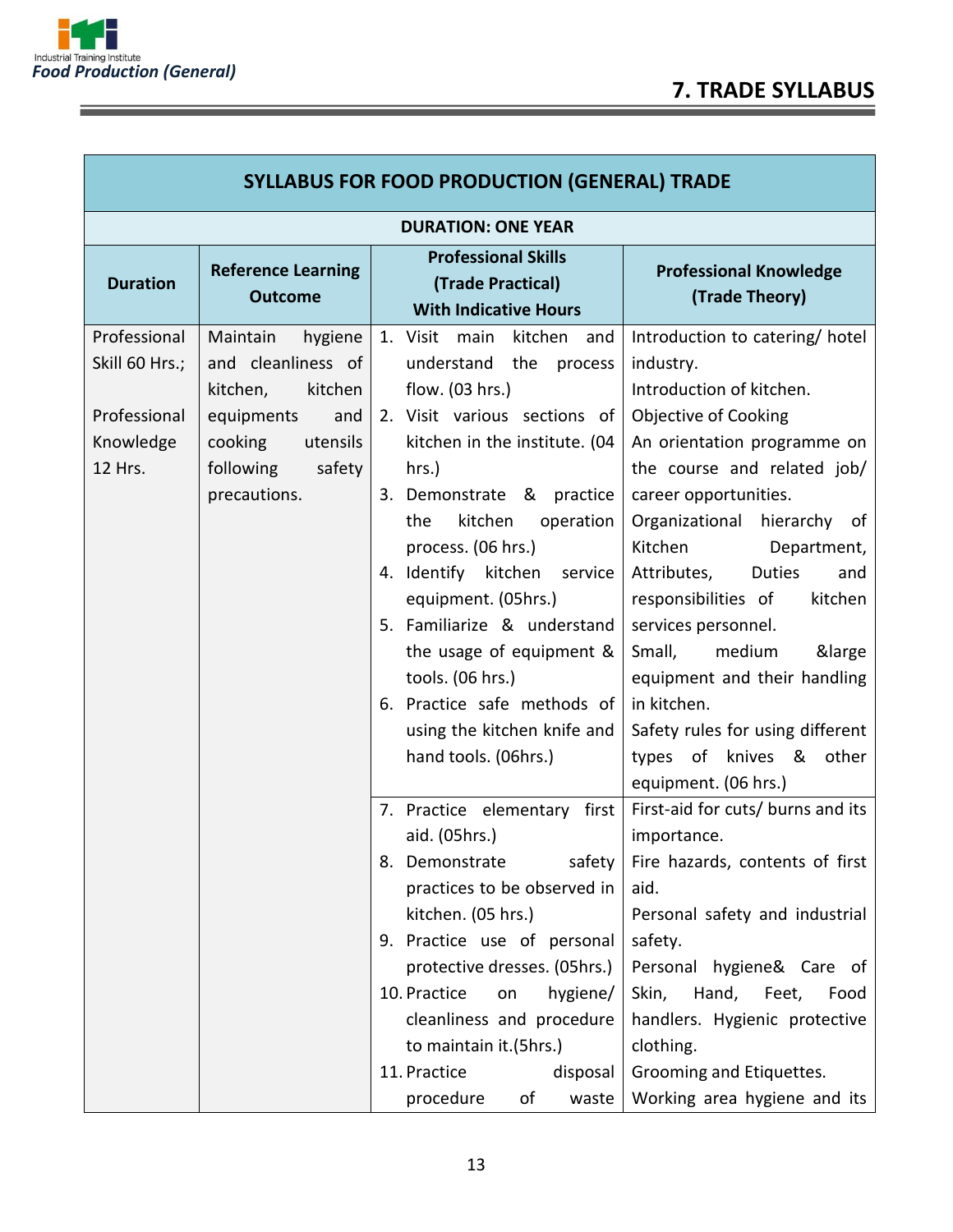## 7. TRADE SYLLABUS

| SYLLABUS FOR FOOD PRODUCTION (GENERAL) TRADE | | | |
|---|---|---|---|
| **DURATION: ONE YEAR** | | | |
| **Duration** | **Reference Learning Outcome** | **Professional Skills (Trade Practical) With Indicative Hours** | **Professional Knowledge (Trade Theory)** |
| Professional Skill 60 Hrs.; Professional Knowledge 12 Hrs. | Maintain hygiene and cleanliness of kitchen, kitchen equipments and cooking utensils following safety precautions. | 1. Visit main kitchen and understand the process flow. (03 hrs.) 2. Visit various sections of kitchen in the institute. (04 hrs.) 3. Demonstrate & practice the kitchen operation process. (06 hrs.) 4. Identify kitchen service equipment. (05hrs.) 5. Familiarize & understand the usage of equipment & tools. (06 hrs.) 6. Practice safe methods of using the kitchen knife and hand tools. (06hrs.) | Introduction to catering/ hotel industry. Introduction of kitchen. Objective of Cooking An orientation programme on the course and related job/ career opportunities. Organizational hierarchy of Kitchen Department, Attributes, Duties and responsibilities of kitchen services personnel. Small, medium &large equipment and their handling in kitchen. Safety rules for using different types of knives & other equipment. (06 hrs.) |
| | | 7. Practice elementary first aid. (05hrs.) 8. Demonstrate safety practices to be observed in kitchen. (05 hrs.) 9. Practice use of personal protective dresses. (05hrs.) 10. Practice on hygiene/ cleanliness and procedure to maintain it.(5hrs.) 11. Practice disposal procedure of waste | First-aid for cuts/ burns and its importance. Fire hazards, contents of first aid. Personal safety and industrial safety. Personal hygiene& Care of Skin, Hand, Feet, Food handlers. Hygienic protective clothing. Grooming and Etiquettes. Working area hygiene and its |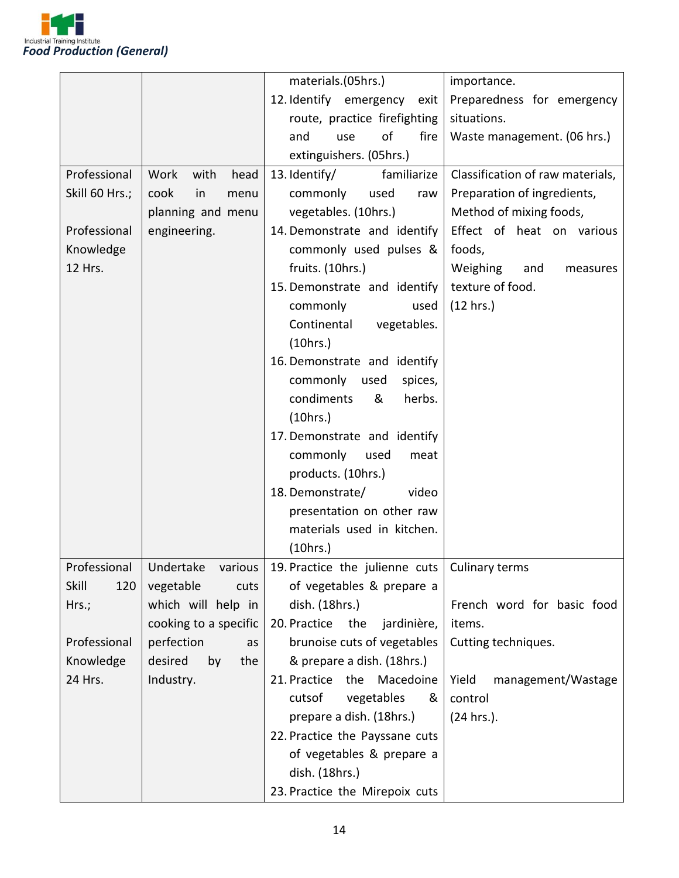| | | materials.(05hrs.)<br>12. Identify emergency exit route, practice firefighting and use of fire extinguishers. (05hrs.) | importance.<br>Preparedness for emergency situations.<br>Waste management. (06 hrs.) |
|---|---|---|---|
| Professional Skill 60 Hrs.;<br><br>Professional Knowledge 12 Hrs. | Work with head cook in menu planning and menu engineering. | 13. Identify/ familiarize commonly used raw vegetables. (10hrs.)<br>14. Demonstrate and identify commonly used pulses & fruits. (10hrs.)<br>15. Demonstrate and identify commonly used Continental vegetables. (10hrs.)<br>16. Demonstrate and identify commonly used spices, condiments & herbs. (10hrs.)<br>17. Demonstrate and identify commonly used meat products. (10hrs.)<br>18. Demonstrate/ video presentation on other raw materials used in kitchen. (10hrs.) | Classification of raw materials,<br>Preparation of ingredients,<br>Method of mixing foods,<br>Effect of heat on various foods,<br>Weighing and measures texture of food.<br>(12 hrs.) |
| Professional Skill 120 Hrs.;<br><br>Professional Knowledge 24 Hrs. | Undertake various vegetable cuts which will help in cooking to a specific perfection as desired by the Industry. | 19. Practice the julienne cuts of vegetables & prepare a dish. (18hrs.)<br>20. Practice the jardinière, brunoise cuts of vegetables & prepare a dish. (18hrs.)<br>21. Practice the Macedoine cutsof vegetables & prepare a dish. (18hrs.)<br>22. Practice the Payssane cuts of vegetables & prepare a dish. (18hrs.)<br>23. Practice the Mirepoix cuts | Culinary terms<br><br>French word for basic food items.<br>Cutting techniques.<br><br>Yield management/Wastage control<br>(24 hrs.). |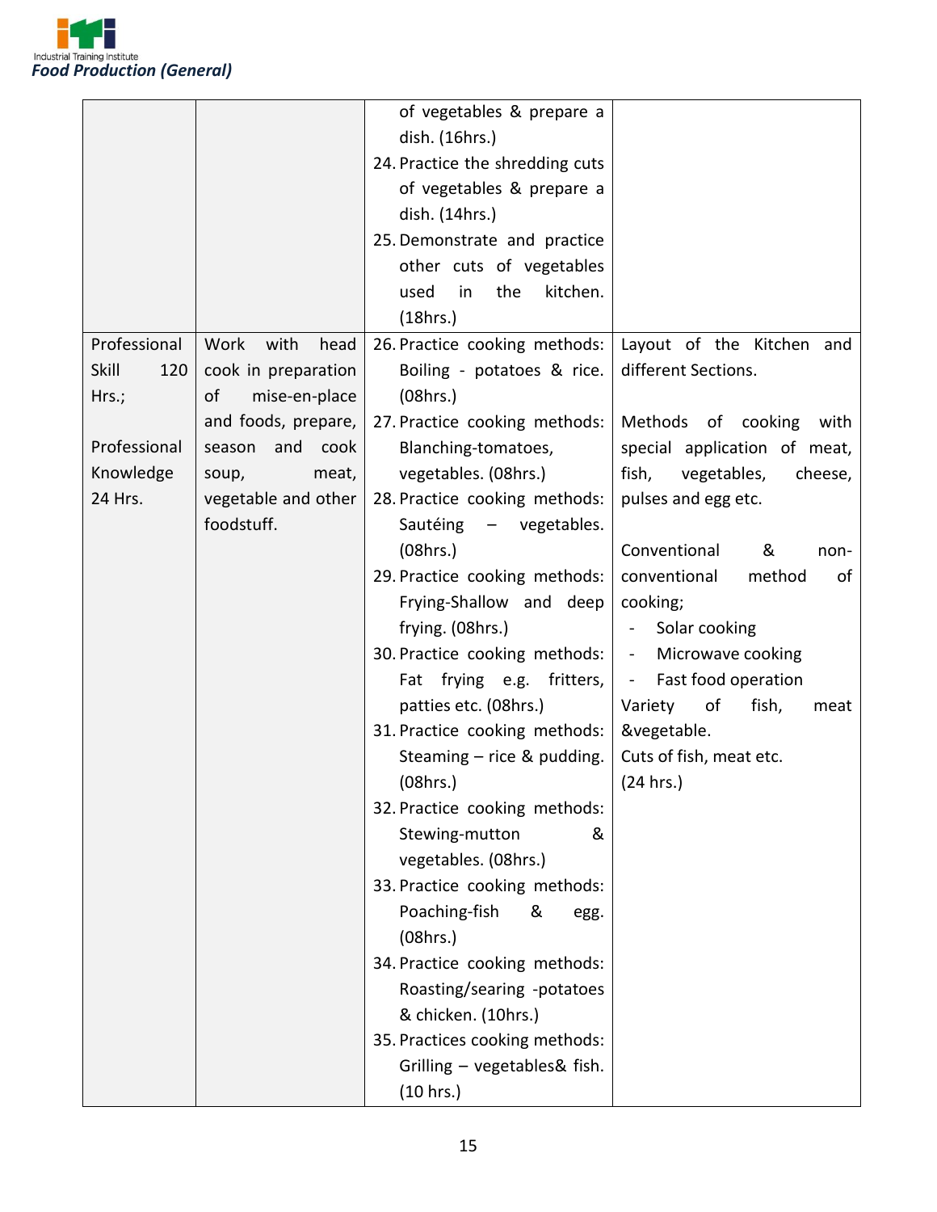| | | | |
|---|---|---|---|
| | | of vegetables & prepare a dish. (16hrs.)<br>24. Practice the shredding cuts of vegetables & prepare a dish. (14hrs.)<br>25. Demonstrate and practice other cuts of vegetables used in the kitchen. (18hrs.) | |
| Professional Skill 120 Hrs.;<br><br>Professional Knowledge 24 Hrs. | Work with head cook in preparation of mise-en-place and foods, prepare, season and cook soup, meat, vegetable and other foodstuff. | 26. Practice cooking methods: Boiling - potatoes & rice. (08hrs.)<br>27. Practice cooking methods: Blanching-tomatoes, vegetables. (08hrs.)<br>28. Practice cooking methods: Sautéing – vegetables. (08hrs.)<br>29. Practice cooking methods: Frying-Shallow and deep frying. (08hrs.)<br>30. Practice cooking methods: Fat frying e.g. fritters, patties etc. (08hrs.)<br>31. Practice cooking methods: Steaming – rice & pudding. (08hrs.)<br>32. Practice cooking methods: Stewing-mutton & vegetables. (08hrs.)<br>33. Practice cooking methods: Poaching-fish & egg. (08hrs.)<br>34. Practice cooking methods: Roasting/searing -potatoes & chicken. (10hrs.)<br>35. Practices cooking methods: Grilling – vegetables& fish. (10 hrs.) | Layout of the Kitchen and different Sections.<br><br>Methods of cooking with special application of meat, fish, vegetables, cheese, pulses and egg etc.<br><br>Conventional & non-conventional method of cooking;<br>- Solar cooking<br>- Microwave cooking<br>- Fast food operation<br>Variety of fish, meat &vegetable.<br>Cuts of fish, meat etc.<br>(24 hrs.) |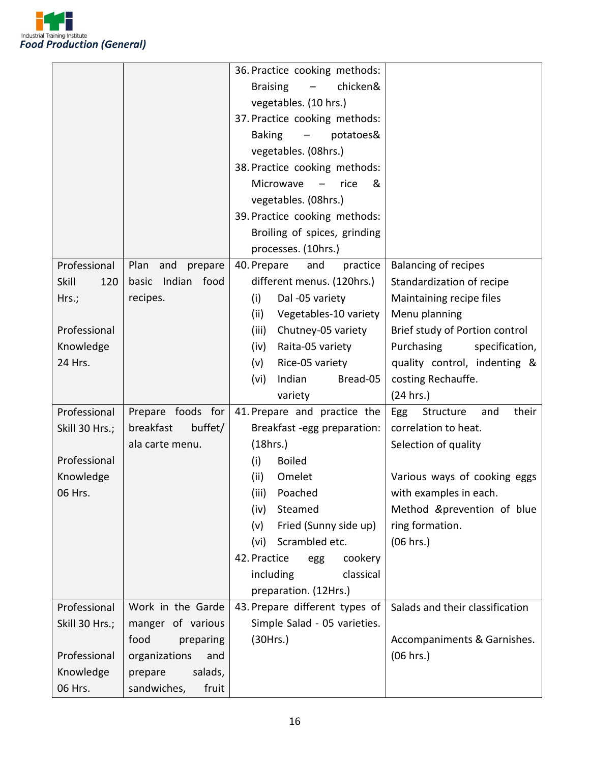| | | | |
|---|---|---|---|
| | | 36. Practice cooking methods: Braising – chicken& vegetables. (10 hrs.)<br>37. Practice cooking methods: Baking – potatoes& vegetables. (08hrs.)<br>38. Practice cooking methods: Microwave – rice & vegetables. (08hrs.)<br>39. Practice cooking methods: Broiling of spices, grinding processes. (10hrs.) | |
| Professional Skill 120 Hrs.;<br><br>Professional Knowledge 24 Hrs. | Plan and prepare basic Indian food recipes. | 40. Prepare and practice different menus. (120hrs.)<br>(i) Dal -05 variety<br>(ii) Vegetables-10 variety<br>(iii) Chutney-05 variety<br>(iv) Raita-05 variety<br>(v) Rice-05 variety<br>(vi) Indian Bread-05 variety | Balancing of recipes<br>Standardization of recipe<br>Maintaining recipe files<br>Menu planning<br>Brief study of Portion control<br>Purchasing specification, quality control, indenting & costing Rechauffe.<br>(24 hrs.) |
| Professional Skill 30 Hrs.;<br><br>Professional Knowledge 06 Hrs. | Prepare foods for breakfast buffet/ ala carte menu. | 41. Prepare and practice the Breakfast -egg preparation: (18hrs.)<br>(i) Boiled<br>(ii) Omelet<br>(iii) Poached<br>(iv) Steamed<br>(v) Fried (Sunny side up)<br>(vi) Scrambled etc.<br>42. Practice egg cookery including classical preparation. (12Hrs.) | Egg Structure and their correlation to heat.<br>Selection of quality<br><br>Various ways of cooking eggs with examples in each.<br>Method &prevention of blue ring formation.<br>(06 hrs.) |
| Professional Skill 30 Hrs.;<br><br>Professional Knowledge 06 Hrs. | Work in the Garde manger of various food preparing organizations and prepare salads, sandwiches, fruit | 43. Prepare different types of Simple Salad - 05 varieties. (30Hrs.) | Salads and their classification<br><br>Accompaniments & Garnishes. (06 hrs.) |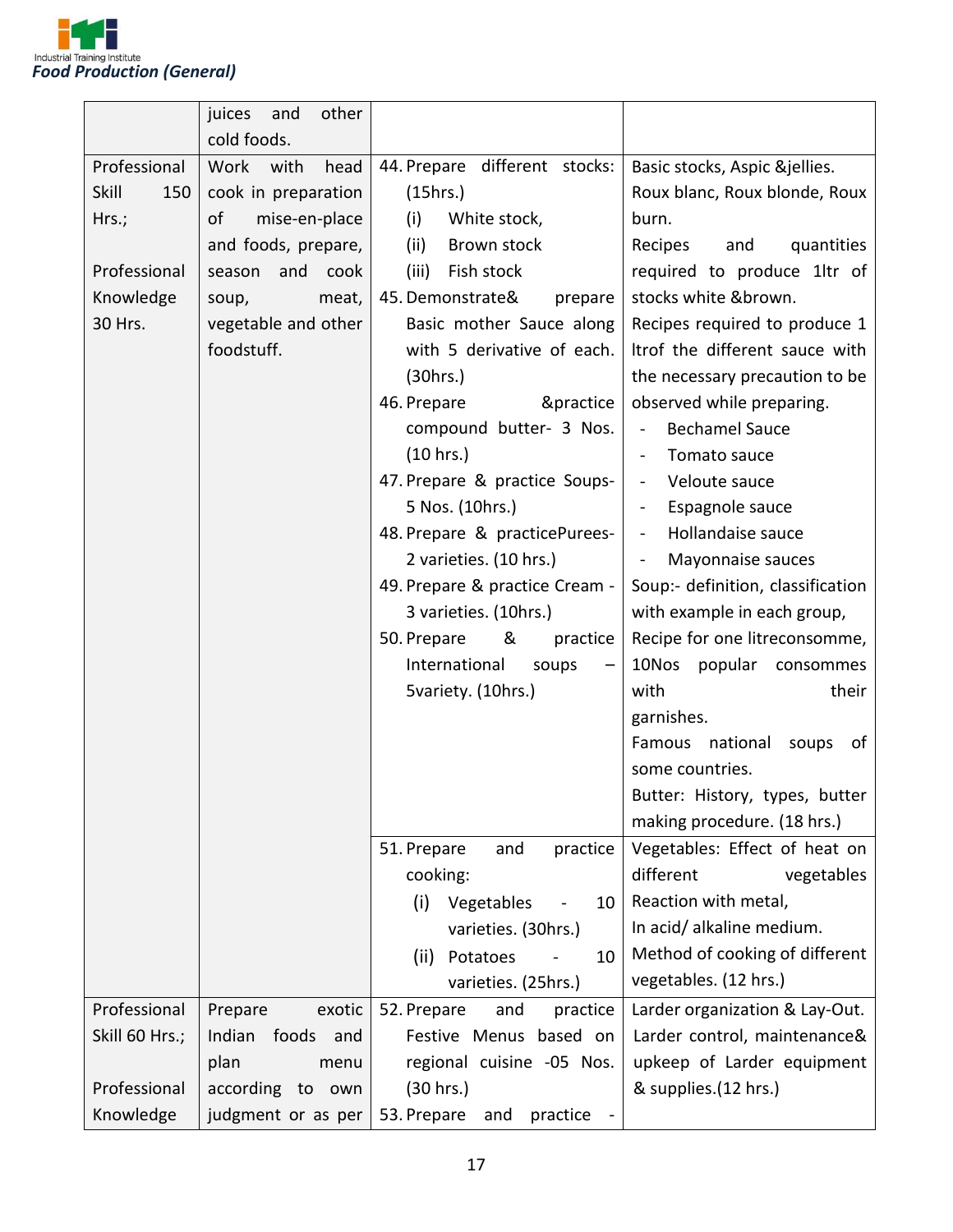| | juices and other cold foods. | | |
|---|---|---|---|
| Professional Skill 150 Hrs.;<br><br>Professional Knowledge 30 Hrs. | Work with head cook in preparation of mise-en-place and foods, prepare, season and cook soup, meat, vegetable and other foodstuff. | 44. Prepare different stocks: (15hrs.)<br>(i) White stock,<br>(ii) Brown stock<br>(iii) Fish stock<br>45. Demonstrate& prepare Basic mother Sauce along with 5 derivative of each. (30hrs.)<br>46. Prepare &practice compound butter- 3 Nos. (10 hrs.)<br>47. Prepare & practice Soups- 5 Nos. (10hrs.)<br>48. Prepare & practicePurees- 2 varieties. (10 hrs.)<br>49. Prepare & practice Cream - 3 varieties. (10hrs.)<br>50. Prepare & practice International soups – 5variety. (10hrs.) | Basic stocks, Aspic &jellies.<br>Roux blanc, Roux blonde, Roux burn.<br>Recipes and quantities required to produce 1ltr of stocks white &brown.<br>Recipes required to produce 1 ltrof the different sauce with the necessary precaution to be observed while preparing.<br>- Bechamel Sauce<br>- Tomato sauce<br>- Veloute sauce<br>- Espagnole sauce<br>- Hollandaise sauce<br>- Mayonnaise sauces<br>Soup:- definition, classification with example in each group,<br>Recipe for one litreconsomme, 10Nos popular consommes with their garnishes.<br>Famous national soups of some countries.<br>Butter: History, types, butter making procedure. (18 hrs.) |
| | | 51. Prepare and practice cooking:<br>(i) Vegetables - 10 varieties. (30hrs.)<br>(ii) Potatoes - 10 varieties. (25hrs.) | Vegetables: Effect of heat on different vegetables<br>Reaction with metal,<br>In acid/ alkaline medium.<br>Method of cooking of different vegetables. (12 hrs.) |
| Professional Skill 60 Hrs.;<br><br>Professional Knowledge | Prepare exotic Indian foods and plan menu according to own judgment or as per | 52. Prepare and practice Festive Menus based on regional cuisine -05 Nos. (30 hrs.)<br>53. Prepare and practice - | Larder organization & Lay-Out.<br>Larder control, maintenance& upkeep of Larder equipment & supplies.(12 hrs.) |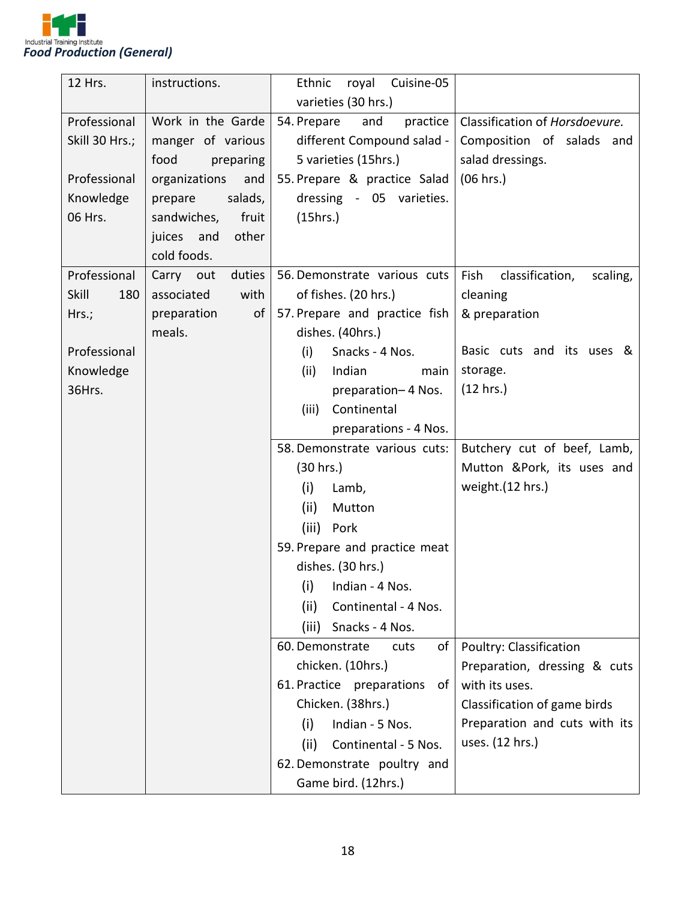| | | | |
|---|---|---|---|
| 12 Hrs. | instructions. | Ethnic royal Cuisine-05 varieties (30 hrs.) | |
| Professional Skill 30 Hrs.;<br><br>Professional Knowledge 06 Hrs. | Work in the Garde manger of various food preparing organizations and prepare salads, sandwiches, fruit juices and other cold foods. | 54. Prepare and practice different Compound salad - 5 varieties (15hrs.)<br>55. Prepare & practice Salad dressing - 05 varieties. (15hrs.) | Classification of *Horsdoevure.*<br>Composition of salads and salad dressings.<br>(06 hrs.) |
| Professional Skill 180 Hrs.;<br><br>Professional Knowledge 36Hrs. | Carry out duties associated with preparation of meals. | 56. Demonstrate various cuts of fishes. (20 hrs.)<br>57. Prepare and practice fish dishes. (40hrs.)<br>(i) Snacks - 4 Nos.<br>(ii) Indian main preparation– 4 Nos.<br>(iii) Continental preparations - 4 Nos. | Fish classification, scaling, cleaning<br>& preparation<br><br>Basic cuts and its uses & storage.<br>(12 hrs.) |
| | | 58. Demonstrate various cuts: (30 hrs.)<br>(i) Lamb,<br>(ii) Mutton<br>(iii) Pork<br>59. Prepare and practice meat dishes. (30 hrs.)<br>(i) Indian - 4 Nos.<br>(ii) Continental - 4 Nos.<br>(iii) Snacks - 4 Nos. | Butchery cut of beef, Lamb, Mutton &Pork, its uses and weight.(12 hrs.) |
| | | 60. Demonstrate cuts of chicken. (10hrs.)<br>61. Practice preparations of Chicken. (38hrs.)<br>(i) Indian - 5 Nos.<br>(ii) Continental - 5 Nos.<br>62. Demonstrate poultry and Game bird. (12hrs.) | Poultry: Classification<br>Preparation, dressing & cuts with its uses.<br>Classification of game birds<br>Preparation and cuts with its uses. (12 hrs.) |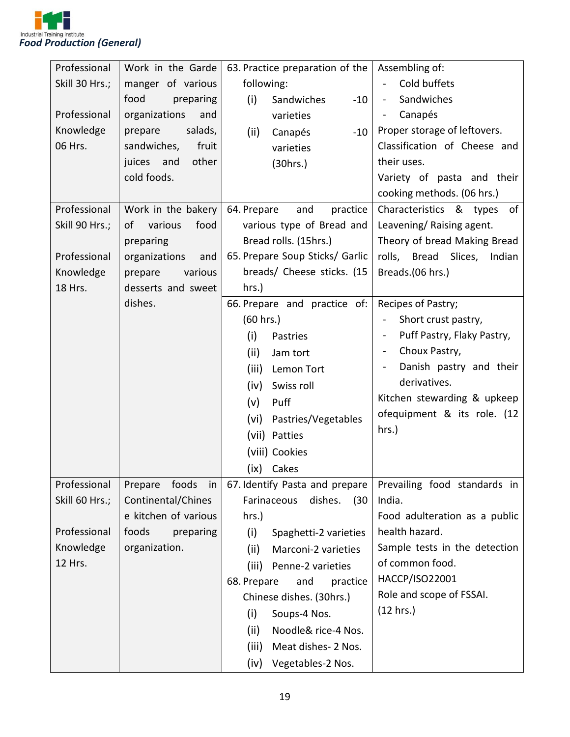| Professional Skill 30 Hrs.; Professional Knowledge 06 Hrs. | Work in the Garde manger of various food preparing organizations and prepare salads, sandwiches, fruit juices and other cold foods. | 63. Practice preparation of the following: (i) Sandwiches -10 varieties (ii) Canapés -10 varieties (30hrs.) | Assembling of: - Cold buffets - Sandwiches - Canapés Proper storage of leftovers. Classification of Cheese and their uses. Variety of pasta and their cooking methods. (06 hrs.) |
|---|---|---|---|
| Professional Skill 90 Hrs.; Professional Knowledge 18 Hrs. | Work in the bakery of various food preparing organizations and prepare various desserts and sweet dishes. | 64. Prepare and practice various type of Bread and Bread rolls. (15hrs.) 65. Prepare Soup Sticks/ Garlic breads/ Cheese sticks. (15 hrs.) | Characteristics & types of Leavening/ Raising agent. Theory of bread Making Bread rolls, Bread Slices, Indian Breads.(06 hrs.) |
| | | 66. Prepare and practice of: (60 hrs.) (i) Pastries (ii) Jam tort (iii) Lemon Tort (iv) Swiss roll (v) Puff (vi) Pastries/Vegetables (vii) Patties (viii) Cookies (ix) Cakes | Recipes of Pastry; - Short crust pastry, - Puff Pastry, Flaky Pastry, - Choux Pastry, - Danish pastry and their derivatives. Kitchen stewarding & upkeep ofequipment & its role. (12 hrs.) |
| Professional Skill 60 Hrs.; Professional Knowledge 12 Hrs. | Prepare foods in Continental/Chinese kitchen of various foods preparing organization. | 67. Identify Pasta and prepare Farinaceous dishes. (30 hrs.) (i) Spaghetti-2 varieties (ii) Marconi-2 varieties (iii) Penne-2 varieties 68. Prepare and practice Chinese dishes. (30hrs.) (i) Soups-4 Nos. (ii) Noodle& rice-4 Nos. (iii) Meat dishes- 2 Nos. (iv) Vegetables-2 Nos. | Prevailing food standards in India. Food adulteration as a public health hazard. Sample tests in the detection of common food. HACCP/ISO22001 Role and scope of FSSAI. (12 hrs.) |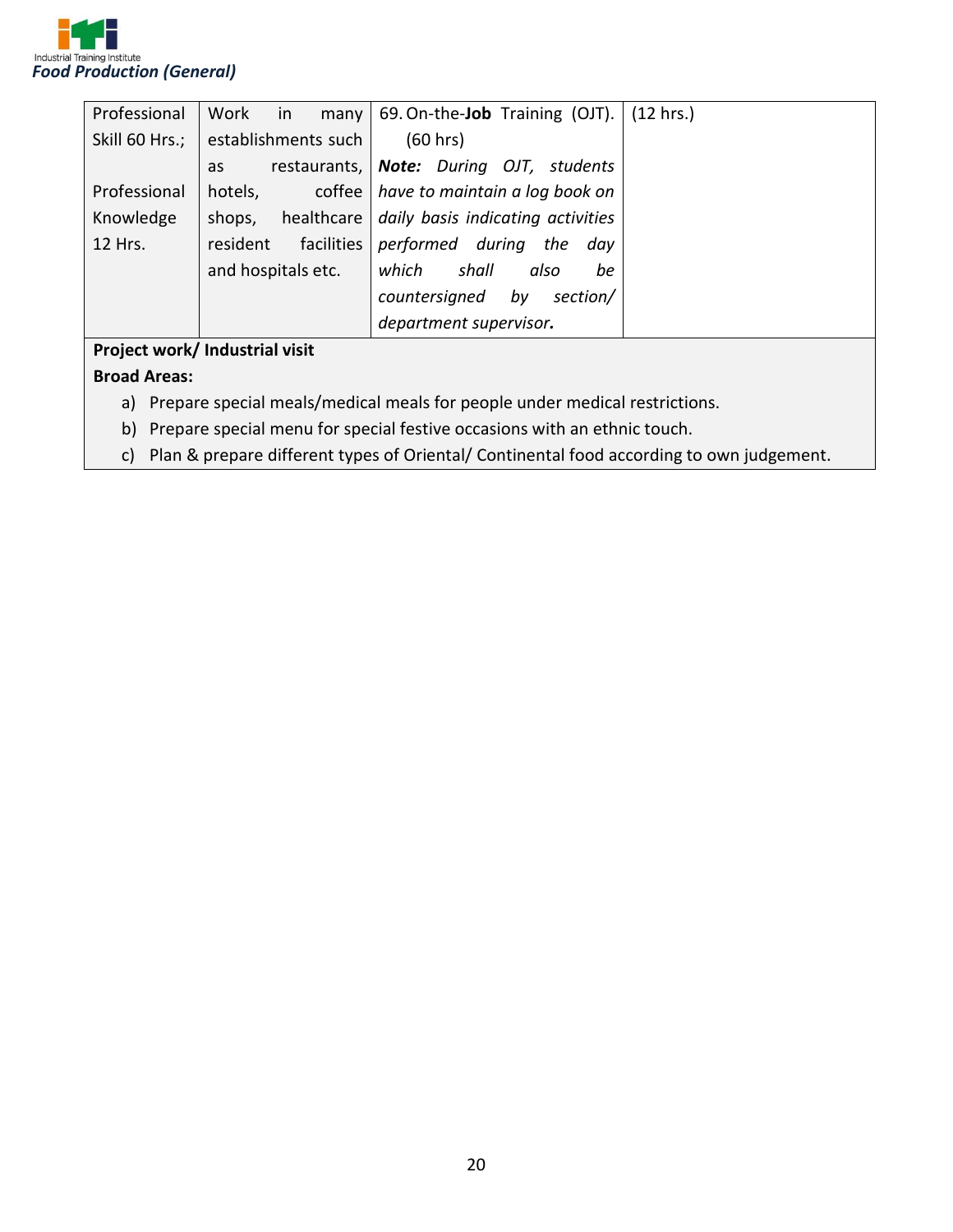| | | | |
|---|---|---|---|
| Professional Skill 60 Hrs.; Professional Knowledge 12 Hrs. | Work in many establishments such as restaurants, hotels, coffee shops, healthcare resident facilities and hospitals etc. | 69. On-the-**Job** Training (OJT). (60 hrs) ***Note:*** *During OJT, students have to maintain a log book on daily basis indicating activities performed during the day which shall also be countersigned by section/ department supervisor.* | (12 hrs.) |

**Project work/ Industrial visit**

**Broad Areas:**

a) Prepare special meals/medical meals for people under medical restrictions.

b) Prepare special menu for special festive occasions with an ethnic touch.

c) Plan & prepare different types of Oriental/ Continental food according to own judgement.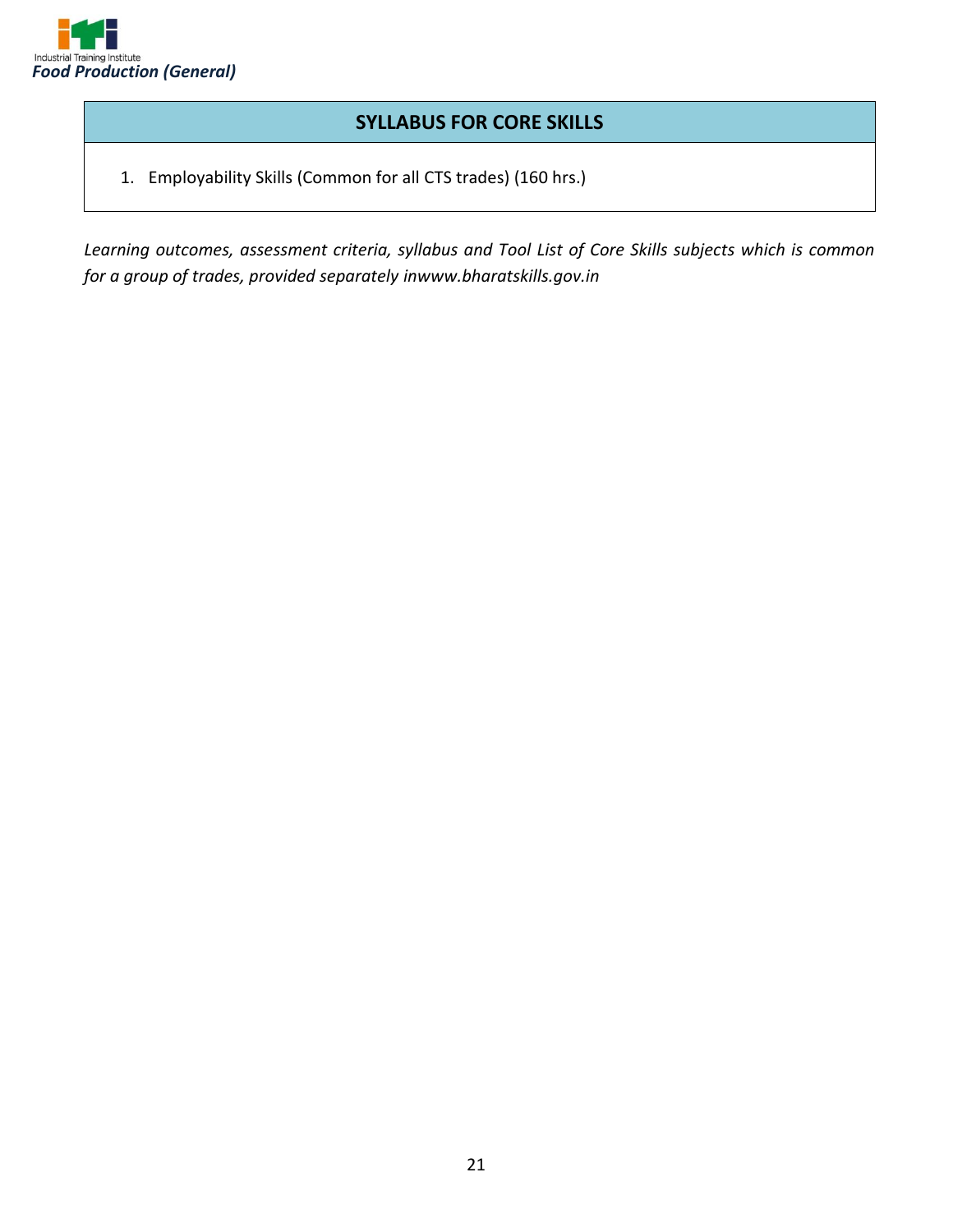## SYLLABUS FOR CORE SKILLS

1. Employability Skills (Common for all CTS trades) (160 hrs.)

*Learning outcomes, assessment criteria, syllabus and Tool List of Core Skills subjects which is common for a group of trades, provided separately inwww.bharatskills.gov.in*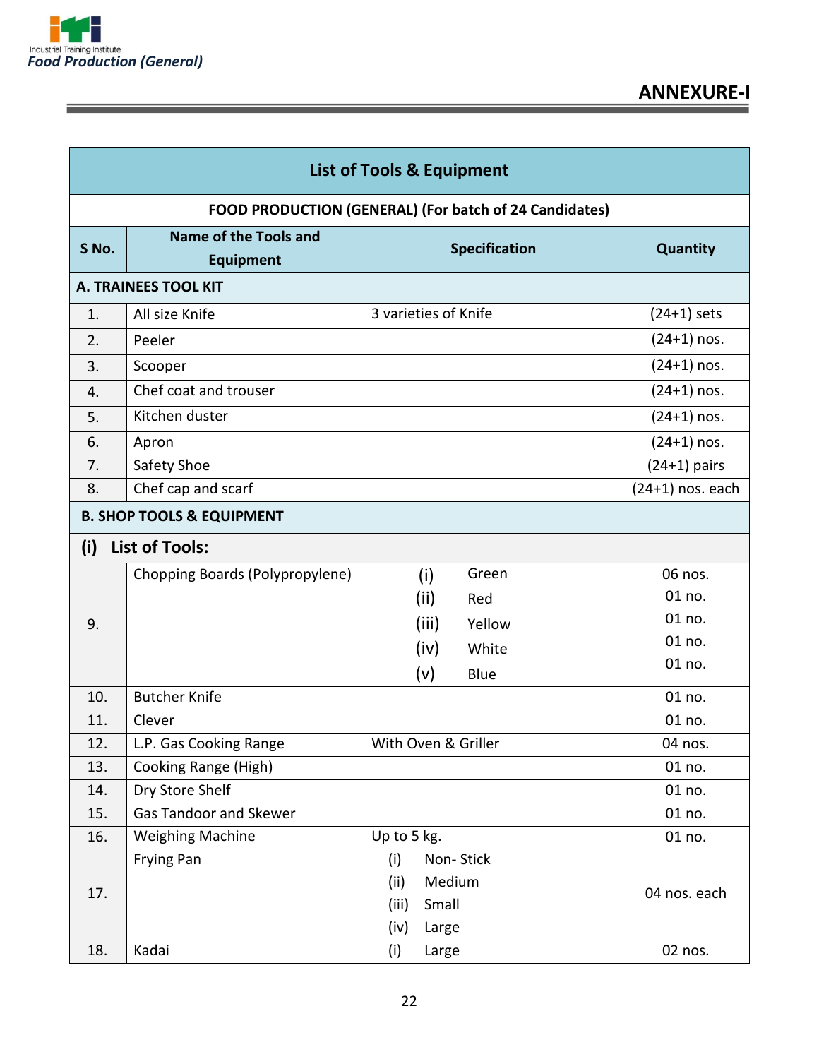## ANNEXURE-I

| List of Tools & Equipment | | | |
|---|---|---|---|
| **FOOD PRODUCTION (GENERAL) (For batch of 24 Candidates)** | | | |
| **S No.** | **Name of the Tools and Equipment** | **Specification** | **Quantity** |
| **A. TRAINEES TOOL KIT** | | | |
| 1. | All size Knife | 3 varieties of Knife | (24+1) sets |
| 2. | Peeler | | (24+1) nos. |
| 3. | Scooper | | (24+1) nos. |
| 4. | Chef coat and trouser | | (24+1) nos. |
| 5. | Kitchen duster | | (24+1) nos. |
| 6. | Apron | | (24+1) nos. |
| 7. | Safety Shoe | | (24+1) pairs |
| 8. | Chef cap and scarf | | (24+1) nos. each |
| **B. SHOP TOOLS & EQUIPMENT** | | | |
| **(i) List of Tools:** | | | |
| 9. | Chopping Boards (Polypropylene) | (i) Green<br>(ii) Red<br>(iii) Yellow<br>(iv) White<br>(v) Blue | 06 nos.<br>01 no.<br>01 no.<br>01 no.<br>01 no. |
| 10. | Butcher Knife | | 01 no. |
| 11. | Clever | | 01 no. |
| 12. | L.P. Gas Cooking Range | With Oven & Griller | 04 nos. |
| 13. | Cooking Range (High) | | 01 no. |
| 14. | Dry Store Shelf | | 01 no. |
| 15. | Gas Tandoor and Skewer | | 01 no. |
| 16. | Weighing Machine | Up to 5 kg. | 01 no. |
| 17. | Frying Pan | (i) Non- Stick<br>(ii) Medium<br>(iii) Small<br>(iv) Large | 04 nos. each |
| 18. | Kadai | (i) Large | 02 nos. |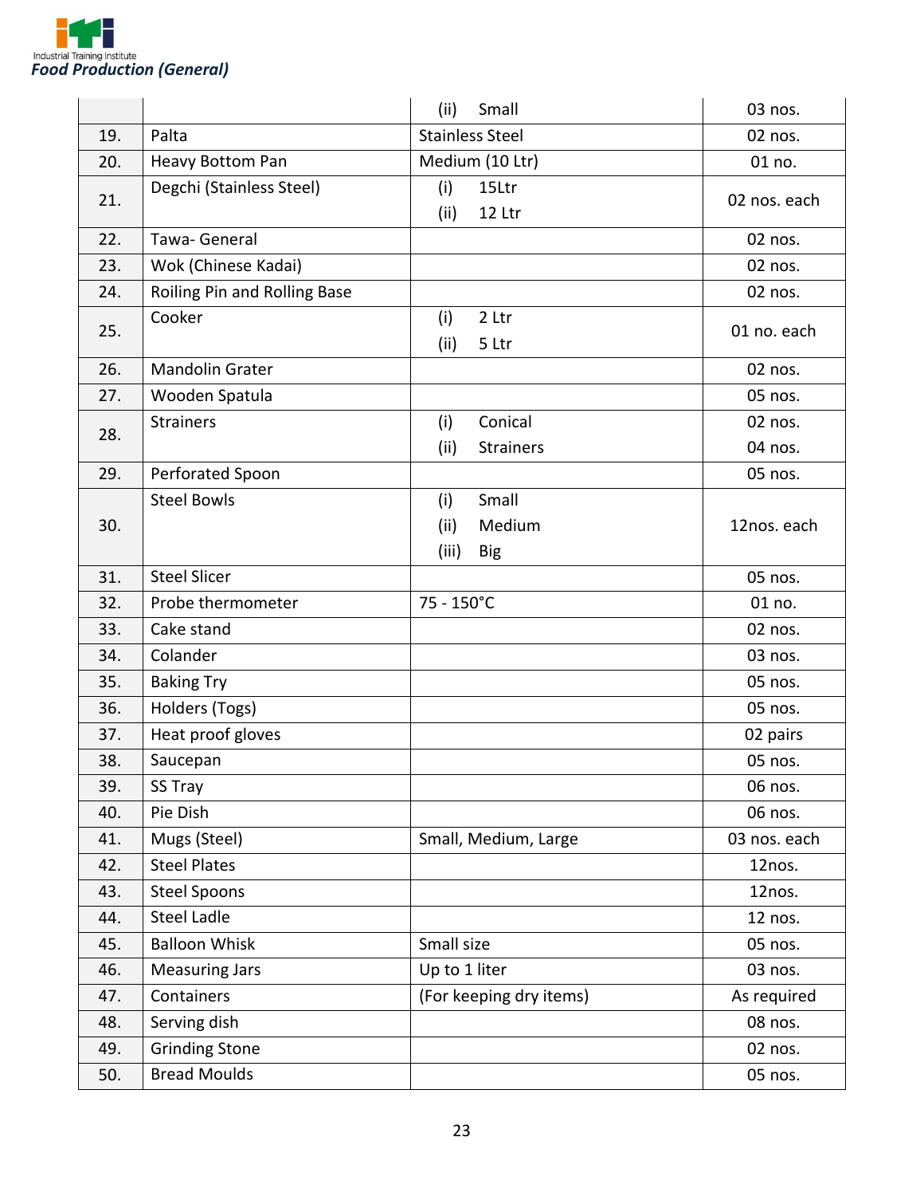|  |  | (ii) Small | 03 nos. |
|---|---|---|---|
| 19. | Palta | Stainless Steel | 02 nos. |
| 20. | Heavy Bottom Pan | Medium (10 Ltr) | 01 no. |
| 21. | Degchi (Stainless Steel) | (i) 15Ltr<br>(ii) 12 Ltr | 02 nos. each |
| 22. | Tawa- General |  | 02 nos. |
| 23. | Wok (Chinese Kadai) |  | 02 nos. |
| 24. | Roiling Pin and Rolling Base |  | 02 nos. |
| 25. | Cooker | (i) 2 Ltr<br>(ii) 5 Ltr | 01 no. each |
| 26. | Mandolin Grater |  | 02 nos. |
| 27. | Wooden Spatula |  | 05 nos. |
| 28. | Strainers | (i) Conical<br>(ii) Strainers | 02 nos.<br>04 nos. |
| 29. | Perforated Spoon |  | 05 nos. |
| 30. | Steel Bowls | (i) Small<br>(ii) Medium<br>(iii) Big | 12nos. each |
| 31. | Steel Slicer |  | 05 nos. |
| 32. | Probe thermometer | 75 - 150°C | 01 no. |
| 33. | Cake stand |  | 02 nos. |
| 34. | Colander |  | 03 nos. |
| 35. | Baking Try |  | 05 nos. |
| 36. | Holders (Togs) |  | 05 nos. |
| 37. | Heat proof gloves |  | 02 pairs |
| 38. | Saucepan |  | 05 nos. |
| 39. | SS Tray |  | 06 nos. |
| 40. | Pie Dish |  | 06 nos. |
| 41. | Mugs (Steel) | Small, Medium, Large | 03 nos. each |
| 42. | Steel Plates |  | 12nos. |
| 43. | Steel Spoons |  | 12nos. |
| 44. | Steel Ladle |  | 12 nos. |
| 45. | Balloon Whisk | Small size | 05 nos. |
| 46. | Measuring Jars | Up to 1 liter | 03 nos. |
| 47. | Containers | (For keeping dry items) | As required |
| 48. | Serving dish |  | 08 nos. |
| 49. | Grinding Stone |  | 02 nos. |
| 50. | Bread Moulds |  | 05 nos. |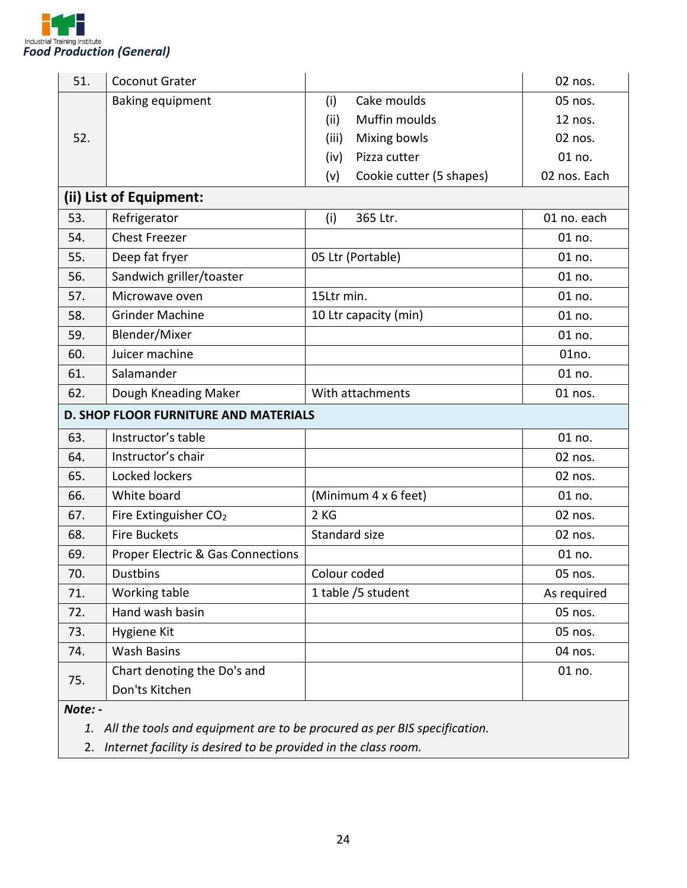| | | | |
|---|---|---|---|
| 51. | Coconut Grater | | 02 nos. |
| 52. | Baking equipment | (i) Cake moulds | 05 nos. |
| | | (ii) Muffin moulds | 12 nos. |
| | | (iii) Mixing bowls | 02 nos. |
| | | (iv) Pizza cutter | 01 no. |
| | | (v) Cookie cutter (5 shapes) | 02 nos. Each |
| **(ii) List of Equipment:** | | | |
| 53. | Refrigerator | (i) 365 Ltr. | 01 no. each |
| 54. | Chest Freezer | | 01 no. |
| 55. | Deep fat fryer | 05 Ltr (Portable) | 01 no. |
| 56. | Sandwich griller/toaster | | 01 no. |
| 57. | Microwave oven | 15Ltr min. | 01 no. |
| 58. | Grinder Machine | 10 Ltr capacity (min) | 01 no. |
| 59. | Blender/Mixer | | 01 no. |
| 60. | Juicer machine | | 01no. |
| 61. | Salamander | | 01 no. |
| 62. | Dough Kneading Maker | With attachments | 01 nos. |
| **D. SHOP FLOOR FURNITURE AND MATERIALS** | | | |
| 63. | Instructor's table | | 01 no. |
| 64. | Instructor's chair | | 02 nos. |
| 65. | Locked lockers | | 02 nos. |
| 66. | White board | (Minimum 4 x 6 feet) | 01 no. |
| 67. | Fire Extinguisher $CO_2$ | 2 KG | 02 nos. |
| 68. | Fire Buckets | Standard size | 02 nos. |
| 69. | Proper Electric & Gas Connections | | 01 no. |
| 70. | Dustbins | Colour coded | 05 nos. |
| 71. | Working table | 1 table /5 student | As required |
| 72. | Hand wash basin | | 05 nos. |
| 73. | Hygiene Kit | | 05 nos. |
| 74. | Wash Basins | | 04 nos. |
| 75. | Chart denoting the Do's and Don'ts Kitchen | | 01 no. |

***Note: -***

1. *All the tools and equipment are to be procured as per BIS specification.*
2. *Internet facility is desired to be provided in the class room.*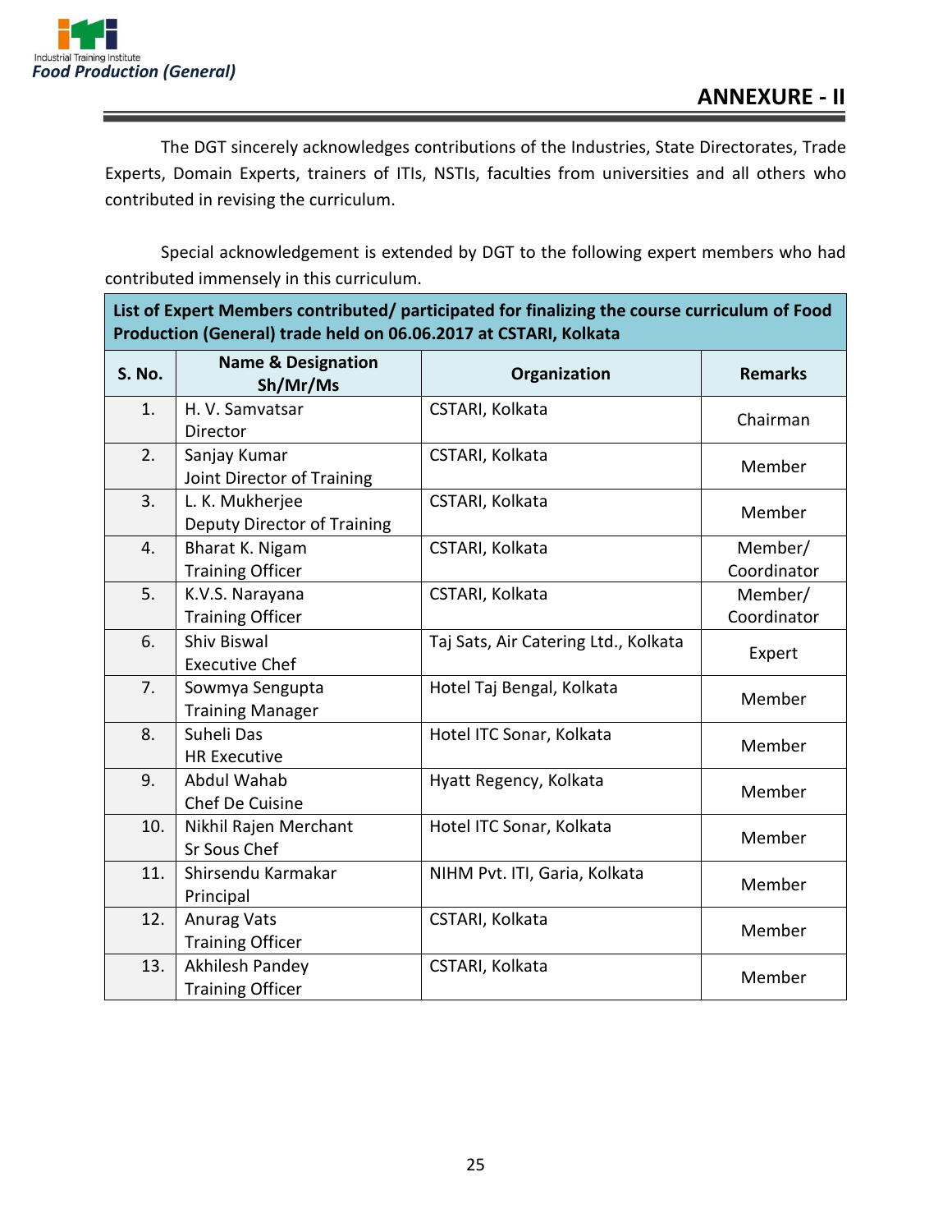## ANNEXURE - II

The DGT sincerely acknowledges contributions of the Industries, State Directorates, Trade Experts, Domain Experts, trainers of ITIs, NSTIs, faculties from universities and all others who contributed in revising the curriculum.

Special acknowledgement is extended by DGT to the following expert members who had contributed immensely in this curriculum.

| **List of Expert Members contributed/ participated for finalizing the course curriculum of Food Production (General) trade held on 06.06.2017 at CSTARI, Kolkata** | | | |
|---|---|---|---|
| **S. No.** | **Name & Designation Sh/Mr/Ms** | **Organization** | **Remarks** |
| 1. | H. V. Samvatsar<br>Director | CSTARI, Kolkata | Chairman |
| 2. | Sanjay Kumar<br>Joint Director of Training | CSTARI, Kolkata | Member |
| 3. | L. K. Mukherjee<br>Deputy Director of Training | CSTARI, Kolkata | Member |
| 4. | Bharat K. Nigam<br>Training Officer | CSTARI, Kolkata | Member/ Coordinator |
| 5. | K.V.S. Narayana<br>Training Officer | CSTARI, Kolkata | Member/ Coordinator |
| 6. | Shiv Biswal<br>Executive Chef | Taj Sats, Air Catering Ltd., Kolkata | Expert |
| 7. | Sowmya Sengupta<br>Training Manager | Hotel Taj Bengal, Kolkata | Member |
| 8. | Suheli Das<br>HR Executive | Hotel ITC Sonar, Kolkata | Member |
| 9. | Abdul Wahab<br>Chef De Cuisine | Hyatt Regency, Kolkata | Member |
| 10. | Nikhil Rajen Merchant<br>Sr Sous Chef | Hotel ITC Sonar, Kolkata | Member |
| 11. | Shirsendu Karmakar<br>Principal | NIHM Pvt. ITI, Garia, Kolkata | Member |
| 12. | Anurag Vats<br>Training Officer | CSTARI, Kolkata | Member |
| 13. | Akhilesh Pandey<br>Training Officer | CSTARI, Kolkata | Member |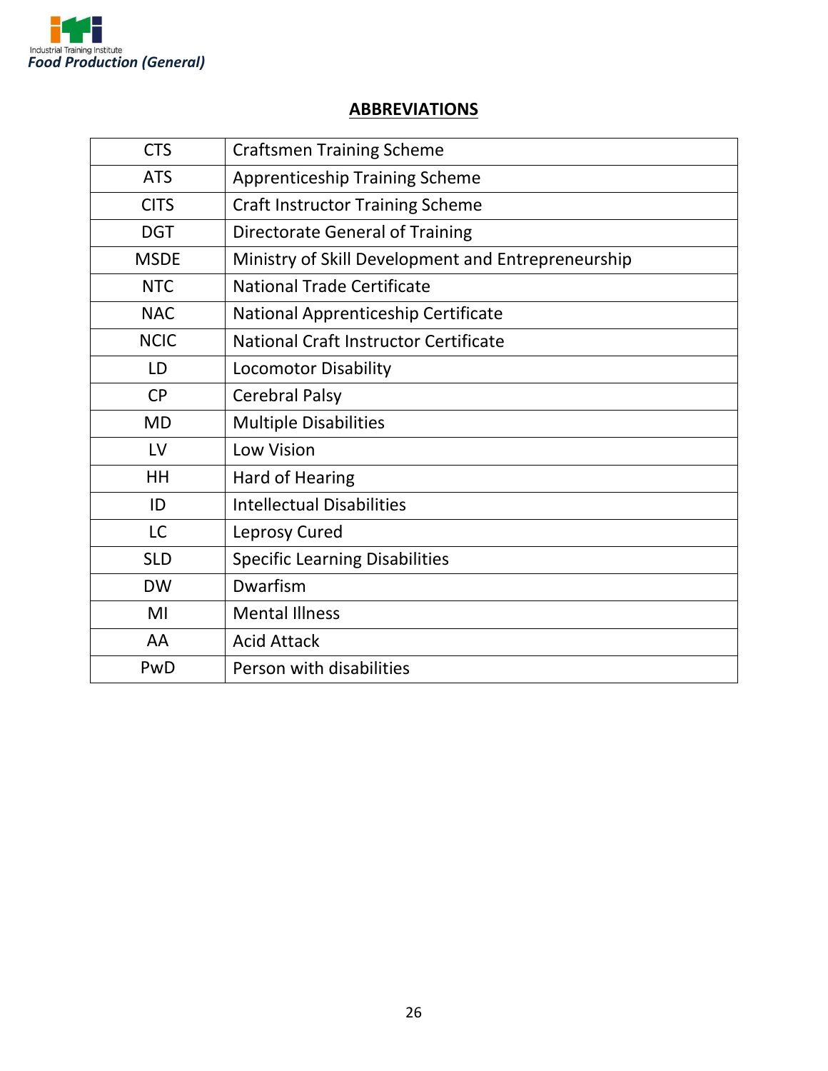## ABBREVIATIONS

| | |
|---|---|
| CTS | Craftsmen Training Scheme |
| ATS | Apprenticeship Training Scheme |
| CITS | Craft Instructor Training Scheme |
| DGT | Directorate General of Training |
| MSDE | Ministry of Skill Development and Entrepreneurship |
| NTC | National Trade Certificate |
| NAC | National Apprenticeship Certificate |
| NCIC | National Craft Instructor Certificate |
| LD | Locomotor Disability |
| CP | Cerebral Palsy |
| MD | Multiple Disabilities |
| LV | Low Vision |
| HH | Hard of Hearing |
| ID | Intellectual Disabilities |
| LC | Leprosy Cured |
| SLD | Specific Learning Disabilities |
| DW | Dwarfism |
| MI | Mental Illness |
| AA | Acid Attack |
| PwD | Person with disabilities |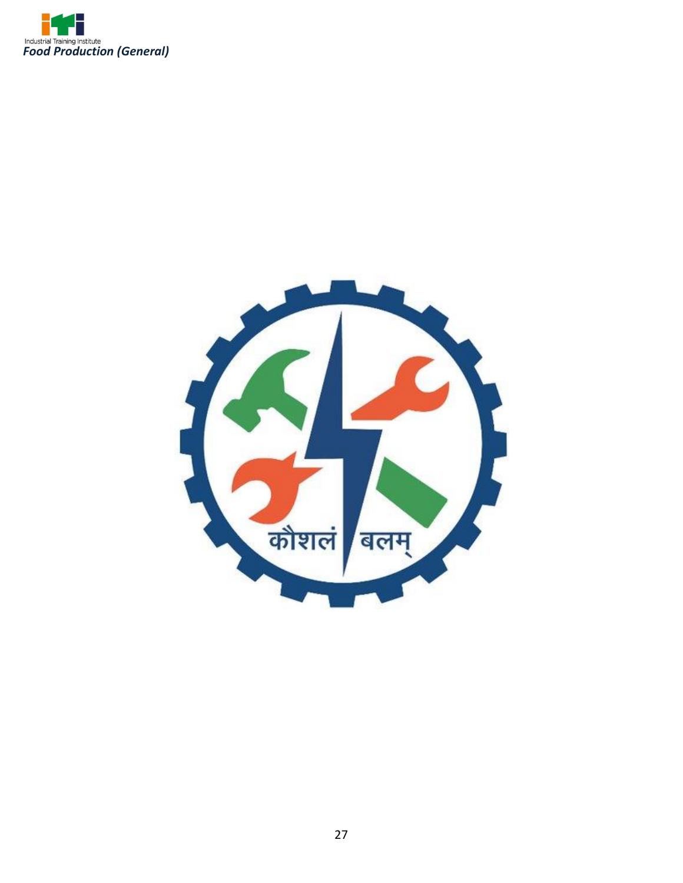कौशलं बलम्